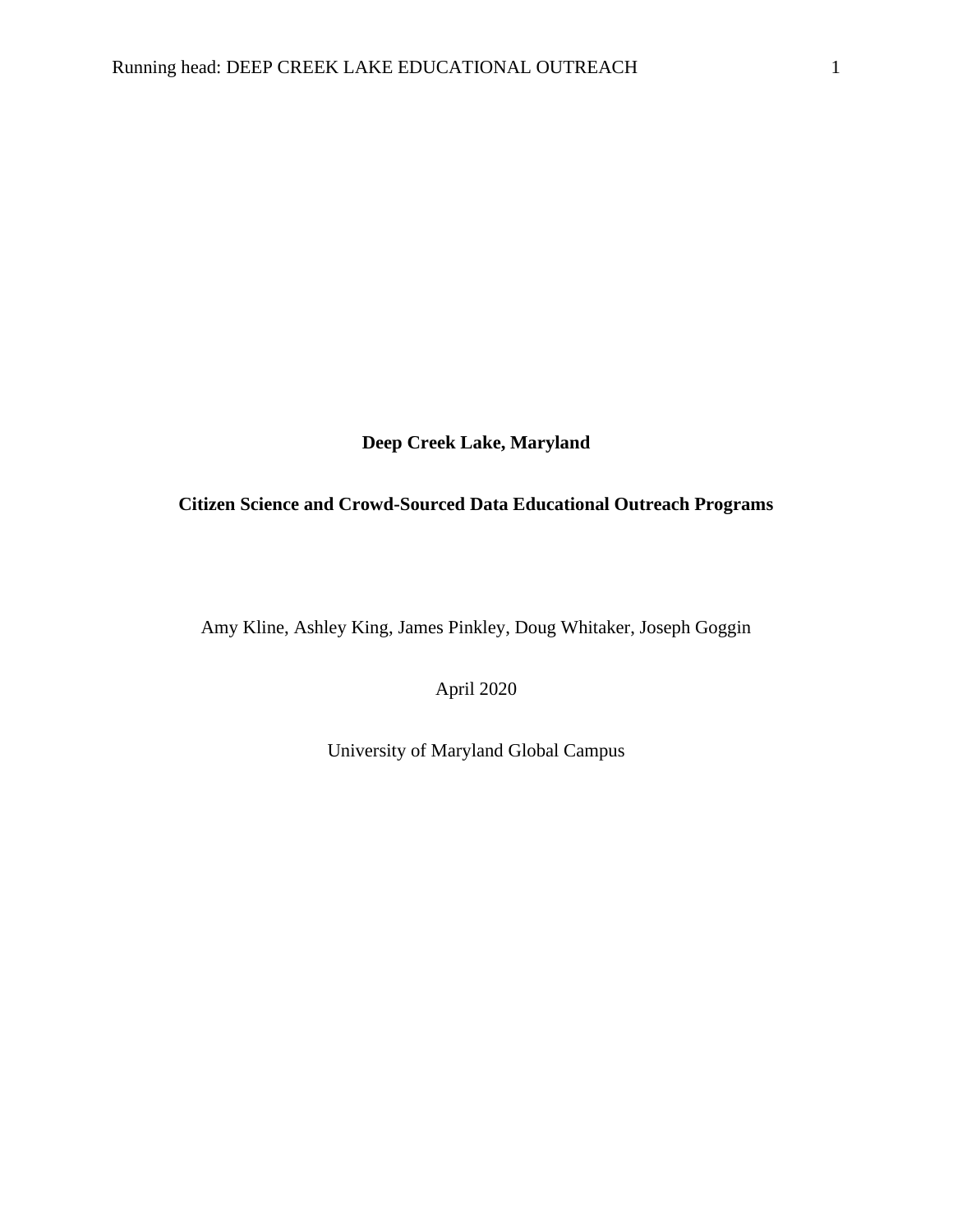**Deep Creek Lake, Maryland**

**Citizen Science and Crowd-Sourced Data Educational Outreach Programs**

Amy Kline, Ashley King, James Pinkley, Doug Whitaker, Joseph Goggin

April 2020

University of Maryland Global Campus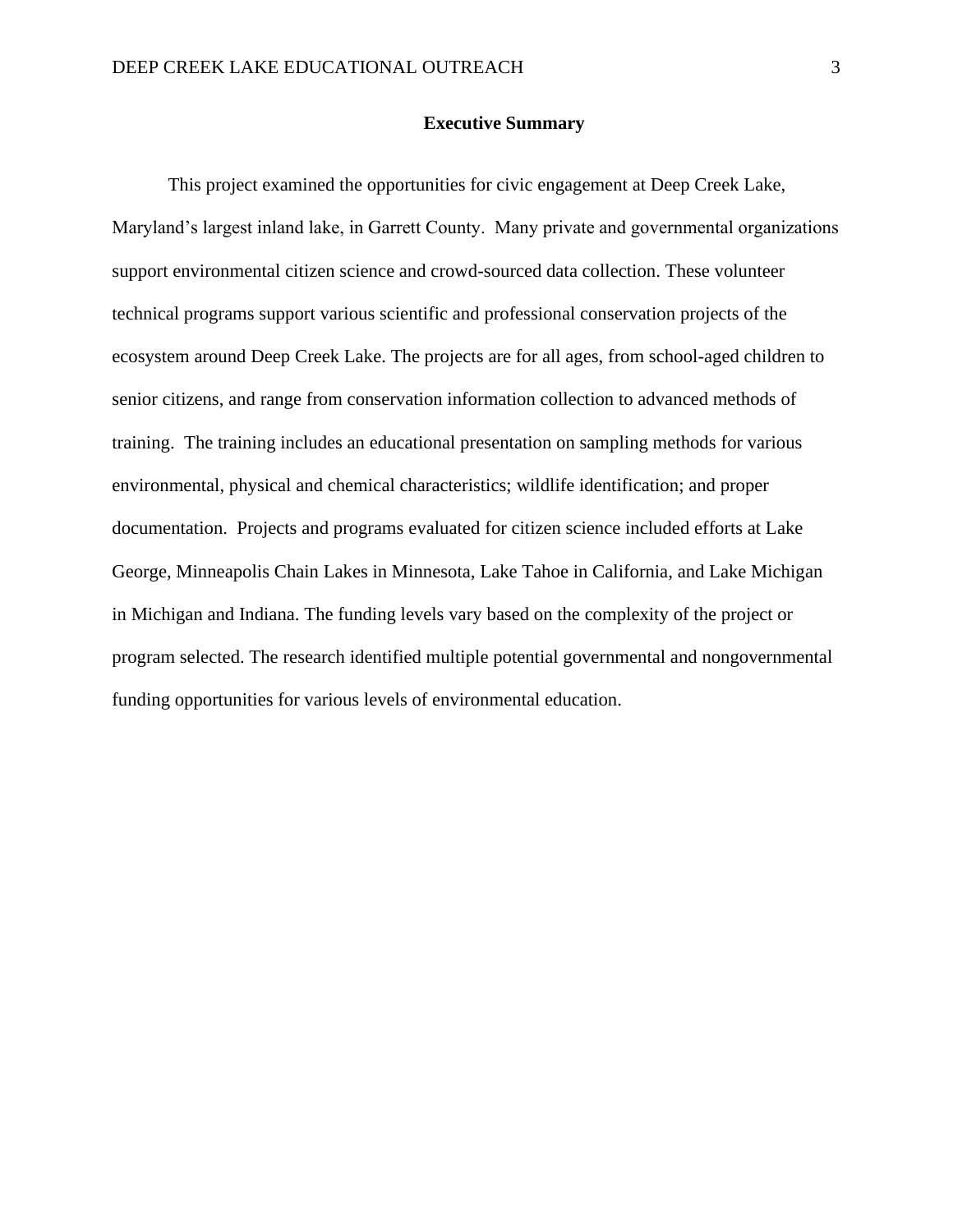## Executive Summary

This project examined the opportunities for civic engagement at Deep Creek Lake, Maryland's largest inland lake, in Garrett County. Many private and governmental organizations support environmental citizen science and crowd-sourced data collection. These volunteer technical programs support various scientific and professional conservation projects of the ecosystem around Deep Creek Lake. The projects are for all ages, from school-aged children to senior citizens, and range from conservation information collection to advanced methods of training. The training includes an educational presentation on sampling methods for various environmental, physical and chemical characteristics; wildlife identification; and proper documentation. Projects and programs evaluated for citizen science included efforts at Lake George, Minneapolis Chain Lakes in Minnesota, Lake Tahoe in California, and Lake Michigan in Michigan and Indiana. The funding levels vary based on the complexity of the project or program selected. The research identified multiple potential governmental and nongovernmental funding opportunities for various levels of environmental education.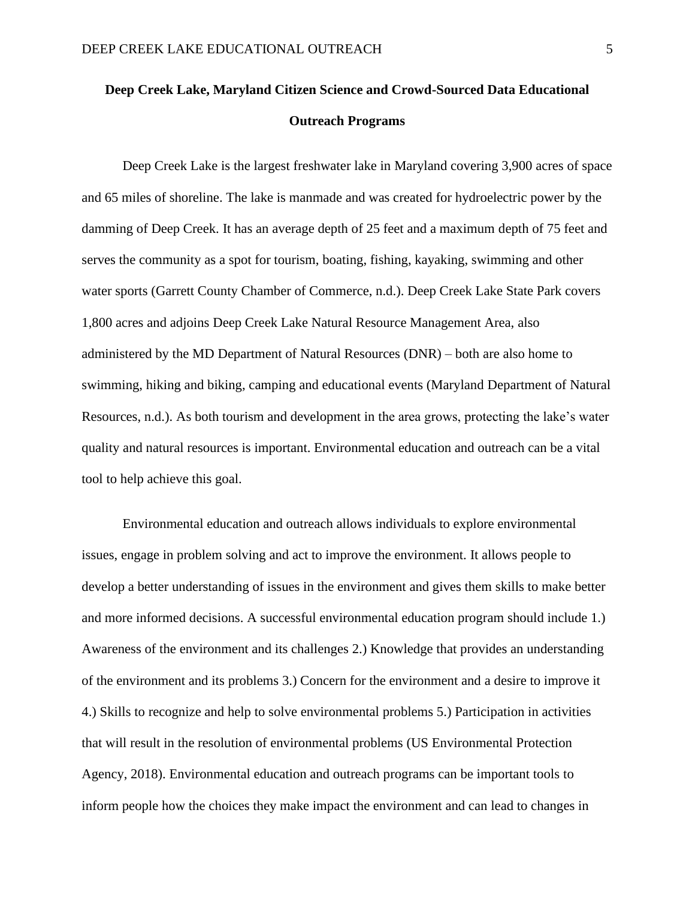**Deep Creek Lake, Maryland Citizen Science and Crowd-Sourced Data Educational Outreach Programs**

Deep Creek Lake is the largest freshwater lake in Maryland covering 3,900 acres of space and 65 miles of shoreline. The lake is manmade and was created for hydroelectric power by the damming of Deep Creek. It has an average depth of 25 feet and a maximum depth of 75 feet and serves the community as a spot for tourism, boating, fishing, kayaking, swimming and other water sports (Garrett County Chamber of Commerce, n.d.). Deep Creek Lake State Park covers 1,800 acres and adjoins Deep Creek Lake Natural Resource Management Area, also administered by the MD Department of Natural Resources (DNR) – both are also home to swimming, hiking and biking, camping and educational events (Maryland Department of Natural Resources, n.d.). As both tourism and development in the area grows, protecting the lake's water quality and natural resources is important. Environmental education and outreach can be a vital tool to help achieve this goal.

Environmental education and outreach allows individuals to explore environmental issues, engage in problem solving and act to improve the environment. It allows people to develop a better understanding of issues in the environment and gives them skills to make better and more informed decisions. A successful environmental education program should include 1.) Awareness of the environment and its challenges 2.) Knowledge that provides an understanding of the environment and its problems 3.) Concern for the environment and a desire to improve it 4.) Skills to recognize and help to solve environmental problems 5.) Participation in activities that will result in the resolution of environmental problems (US Environmental Protection Agency, 2018). Environmental education and outreach programs can be important tools to inform people how the choices they make impact the environment and can lead to changes in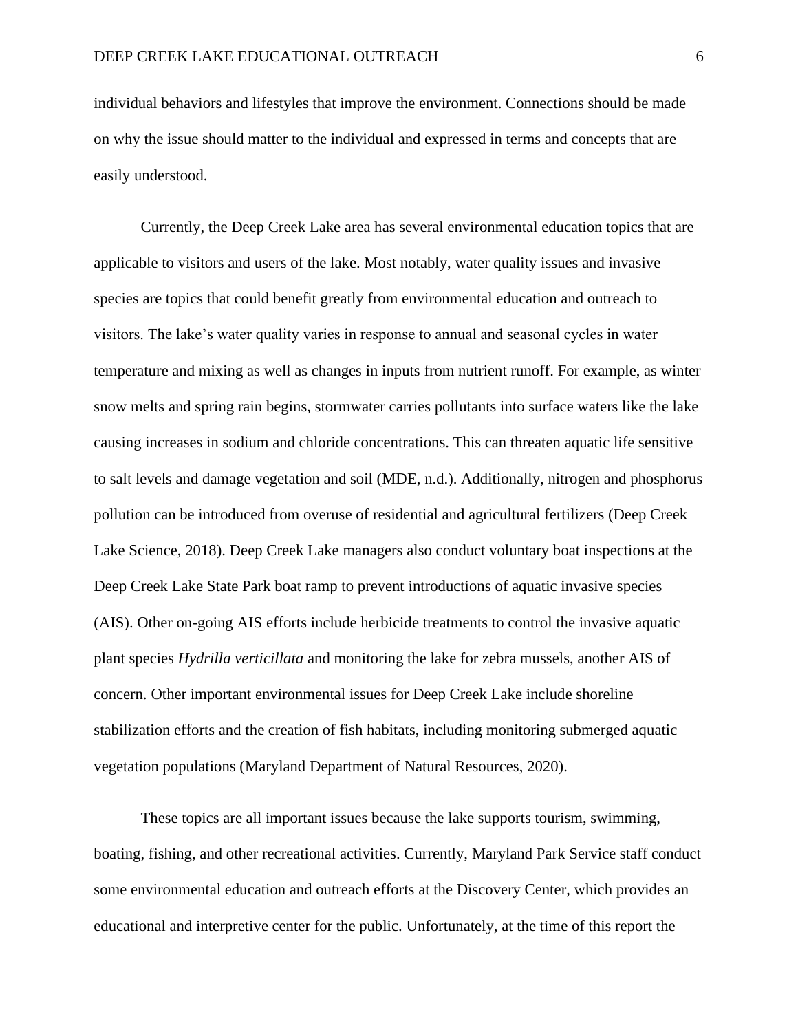individual behaviors and lifestyles that improve the environment. Connections should be made on why the issue should matter to the individual and expressed in terms and concepts that are easily understood.

Currently, the Deep Creek Lake area has several environmental education topics that are applicable to visitors and users of the lake. Most notably, water quality issues and invasive species are topics that could benefit greatly from environmental education and outreach to visitors. The lake's water quality varies in response to annual and seasonal cycles in water temperature and mixing as well as changes in inputs from nutrient runoff. For example, as winter snow melts and spring rain begins, stormwater carries pollutants into surface waters like the lake causing increases in sodium and chloride concentrations. This can threaten aquatic life sensitive to salt levels and damage vegetation and soil (MDE, n.d.). Additionally, nitrogen and phosphorus pollution can be introduced from overuse of residential and agricultural fertilizers (Deep Creek Lake Science, 2018). Deep Creek Lake managers also conduct voluntary boat inspections at the Deep Creek Lake State Park boat ramp to prevent introductions of aquatic invasive species (AIS). Other on-going AIS efforts include herbicide treatments to control the invasive aquatic plant species *Hydrilla verticillata* and monitoring the lake for zebra mussels, another AIS of concern. Other important environmental issues for Deep Creek Lake include shoreline stabilization efforts and the creation of fish habitats, including monitoring submerged aquatic vegetation populations (Maryland Department of Natural Resources, 2020).

These topics are all important issues because the lake supports tourism, swimming, boating, fishing, and other recreational activities. Currently, Maryland Park Service staff conduct some environmental education and outreach efforts at the Discovery Center, which provides an educational and interpretive center for the public. Unfortunately, at the time of this report the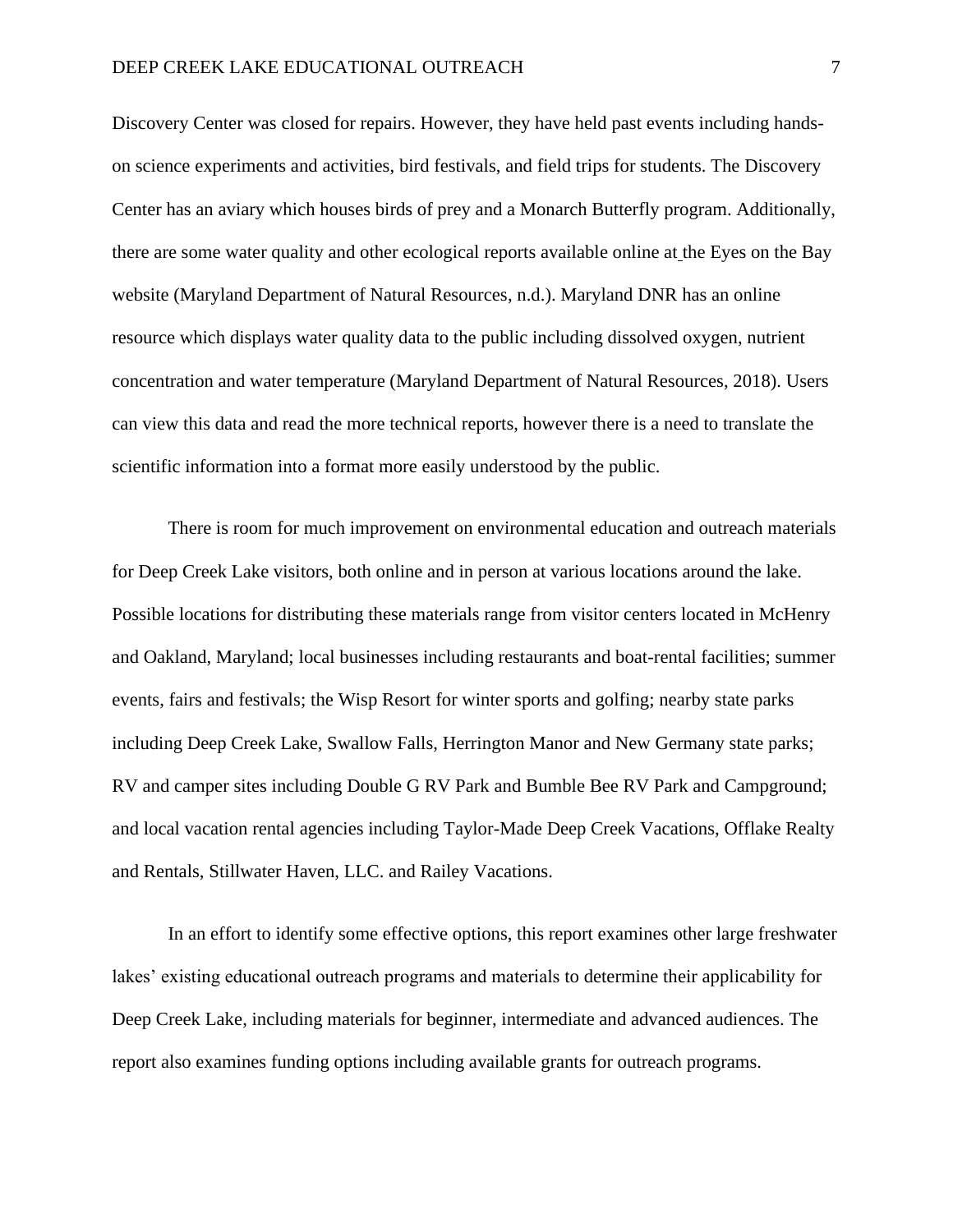Discovery Center was closed for repairs. However, they have held past events including hands-on science experiments and activities, bird festivals, and field trips for students. The Discovery Center has an aviary which houses birds of prey and a Monarch Butterfly program. Additionally, there are some water quality and other ecological reports available online at the Eyes on the Bay website (Maryland Department of Natural Resources, n.d.). Maryland DNR has an online resource which displays water quality data to the public including dissolved oxygen, nutrient concentration and water temperature (Maryland Department of Natural Resources, 2018). Users can view this data and read the more technical reports, however there is a need to translate the scientific information into a format more easily understood by the public.

There is room for much improvement on environmental education and outreach materials for Deep Creek Lake visitors, both online and in person at various locations around the lake. Possible locations for distributing these materials range from visitor centers located in McHenry and Oakland, Maryland; local businesses including restaurants and boat-rental facilities; summer events, fairs and festivals; the Wisp Resort for winter sports and golfing; nearby state parks including Deep Creek Lake, Swallow Falls, Herrington Manor and New Germany state parks; RV and camper sites including Double G RV Park and Bumble Bee RV Park and Campground; and local vacation rental agencies including Taylor-Made Deep Creek Vacations, Offlake Realty and Rentals, Stillwater Haven, LLC. and Railey Vacations.

In an effort to identify some effective options, this report examines other large freshwater lakes' existing educational outreach programs and materials to determine their applicability for Deep Creek Lake, including materials for beginner, intermediate and advanced audiences. The report also examines funding options including available grants for outreach programs.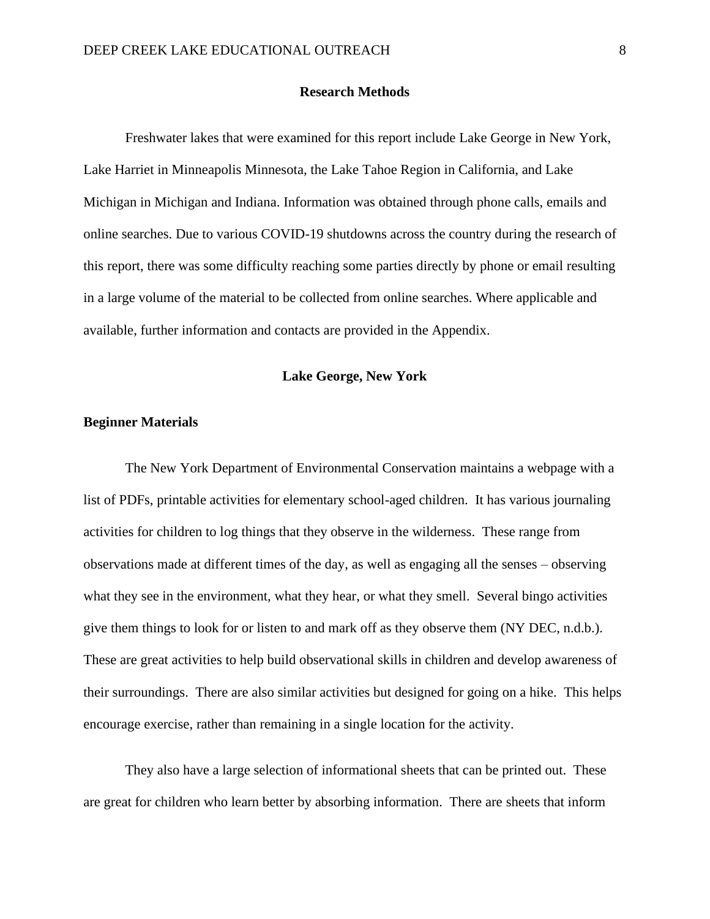## Research Methods

Freshwater lakes that were examined for this report include Lake George in New York, Lake Harriet in Minneapolis Minnesota, the Lake Tahoe Region in California, and Lake Michigan in Michigan and Indiana. Information was obtained through phone calls, emails and online searches. Due to various COVID-19 shutdowns across the country during the research of this report, there was some difficulty reaching some parties directly by phone or email resulting in a large volume of the material to be collected from online searches. Where applicable and available, further information and contacts are provided in the Appendix.

## Lake George, New York

### Beginner Materials

The New York Department of Environmental Conservation maintains a webpage with a list of PDFs, printable activities for elementary school-aged children. It has various journaling activities for children to log things that they observe in the wilderness. These range from observations made at different times of the day, as well as engaging all the senses – observing what they see in the environment, what they hear, or what they smell. Several bingo activities give them things to look for or listen to and mark off as they observe them (NY DEC, n.d.b.). These are great activities to help build observational skills in children and develop awareness of their surroundings. There are also similar activities but designed for going on a hike. This helps encourage exercise, rather than remaining in a single location for the activity.

They also have a large selection of informational sheets that can be printed out. These are great for children who learn better by absorbing information. There are sheets that inform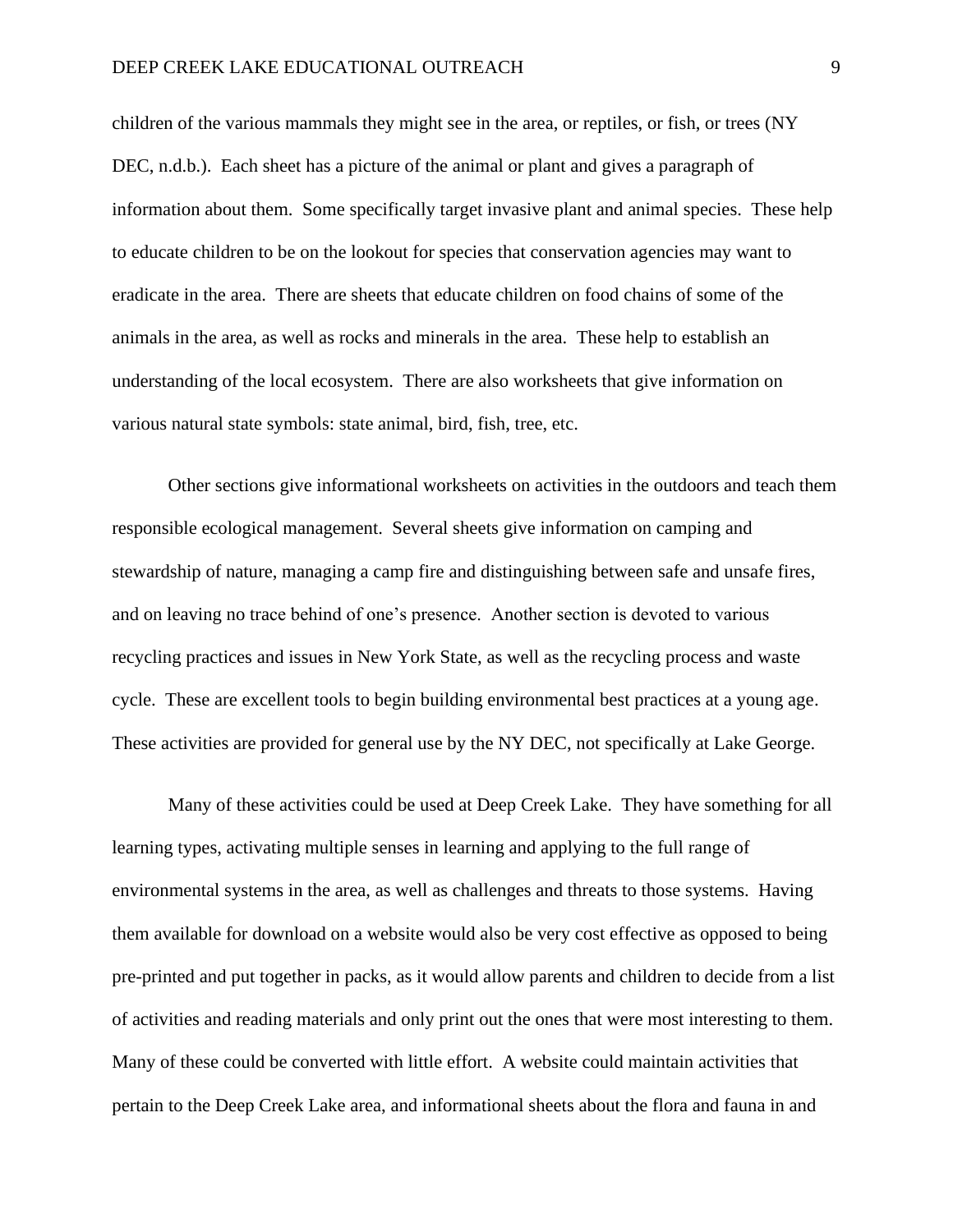children of the various mammals they might see in the area, or reptiles, or fish, or trees (NY DEC, n.d.b.). Each sheet has a picture of the animal or plant and gives a paragraph of information about them. Some specifically target invasive plant and animal species. These help to educate children to be on the lookout for species that conservation agencies may want to eradicate in the area. There are sheets that educate children on food chains of some of the animals in the area, as well as rocks and minerals in the area. These help to establish an understanding of the local ecosystem. There are also worksheets that give information on various natural state symbols: state animal, bird, fish, tree, etc.

Other sections give informational worksheets on activities in the outdoors and teach them responsible ecological management. Several sheets give information on camping and stewardship of nature, managing a camp fire and distinguishing between safe and unsafe fires, and on leaving no trace behind of one's presence. Another section is devoted to various recycling practices and issues in New York State, as well as the recycling process and waste cycle. These are excellent tools to begin building environmental best practices at a young age. These activities are provided for general use by the NY DEC, not specifically at Lake George.

Many of these activities could be used at Deep Creek Lake. They have something for all learning types, activating multiple senses in learning and applying to the full range of environmental systems in the area, as well as challenges and threats to those systems. Having them available for download on a website would also be very cost effective as opposed to being pre-printed and put together in packs, as it would allow parents and children to decide from a list of activities and reading materials and only print out the ones that were most interesting to them. Many of these could be converted with little effort. A website could maintain activities that pertain to the Deep Creek Lake area, and informational sheets about the flora and fauna in and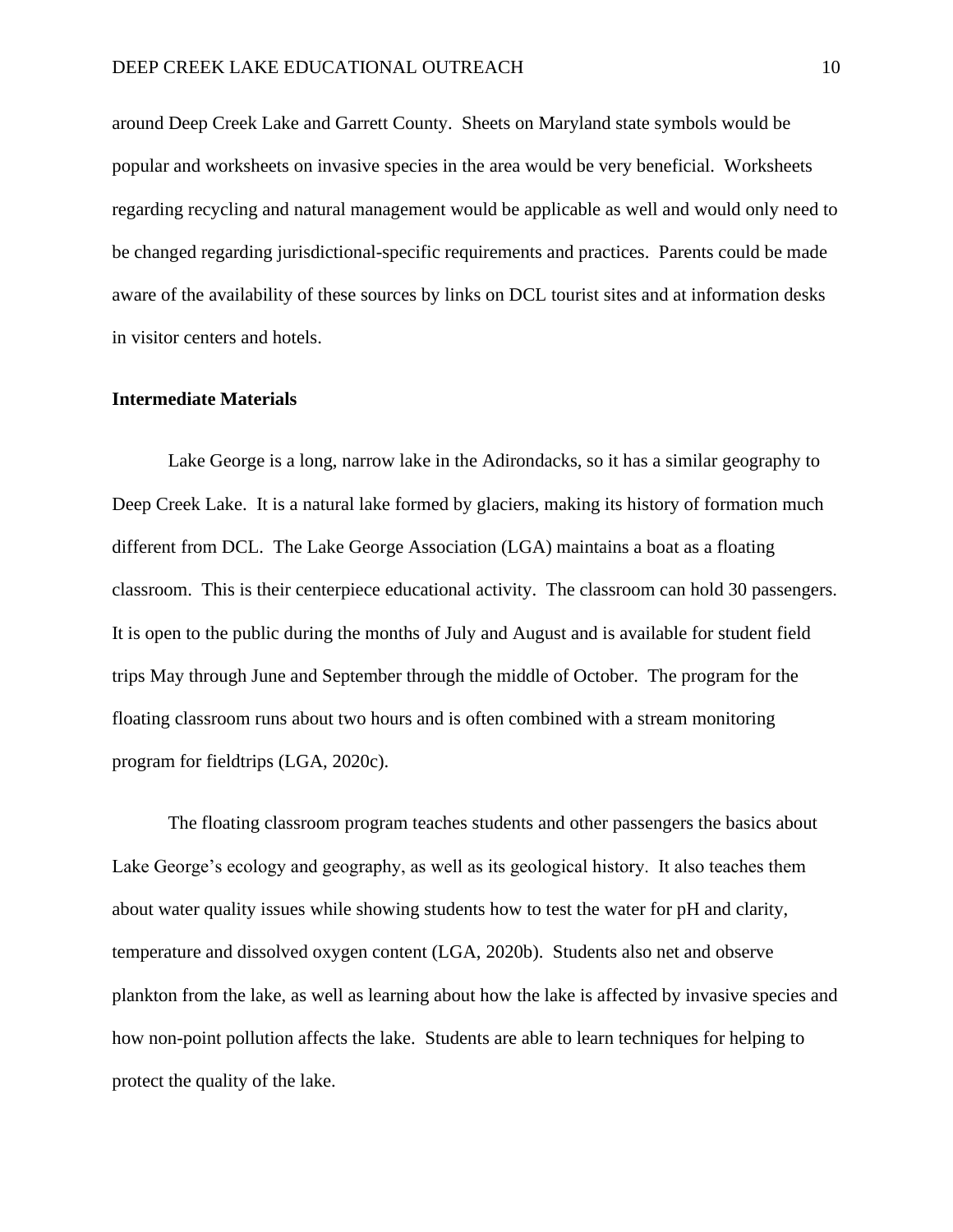around Deep Creek Lake and Garrett County. Sheets on Maryland state symbols would be popular and worksheets on invasive species in the area would be very beneficial. Worksheets regarding recycling and natural management would be applicable as well and would only need to be changed regarding jurisdictional-specific requirements and practices. Parents could be made aware of the availability of these sources by links on DCL tourist sites and at information desks in visitor centers and hotels.

**Intermediate Materials**

Lake George is a long, narrow lake in the Adirondacks, so it has a similar geography to Deep Creek Lake. It is a natural lake formed by glaciers, making its history of formation much different from DCL. The Lake George Association (LGA) maintains a boat as a floating classroom. This is their centerpiece educational activity. The classroom can hold 30 passengers. It is open to the public during the months of July and August and is available for student field trips May through June and September through the middle of October. The program for the floating classroom runs about two hours and is often combined with a stream monitoring program for fieldtrips (LGA, 2020c).

The floating classroom program teaches students and other passengers the basics about Lake George's ecology and geography, as well as its geological history. It also teaches them about water quality issues while showing students how to test the water for pH and clarity, temperature and dissolved oxygen content (LGA, 2020b). Students also net and observe plankton from the lake, as well as learning about how the lake is affected by invasive species and how non-point pollution affects the lake. Students are able to learn techniques for helping to protect the quality of the lake.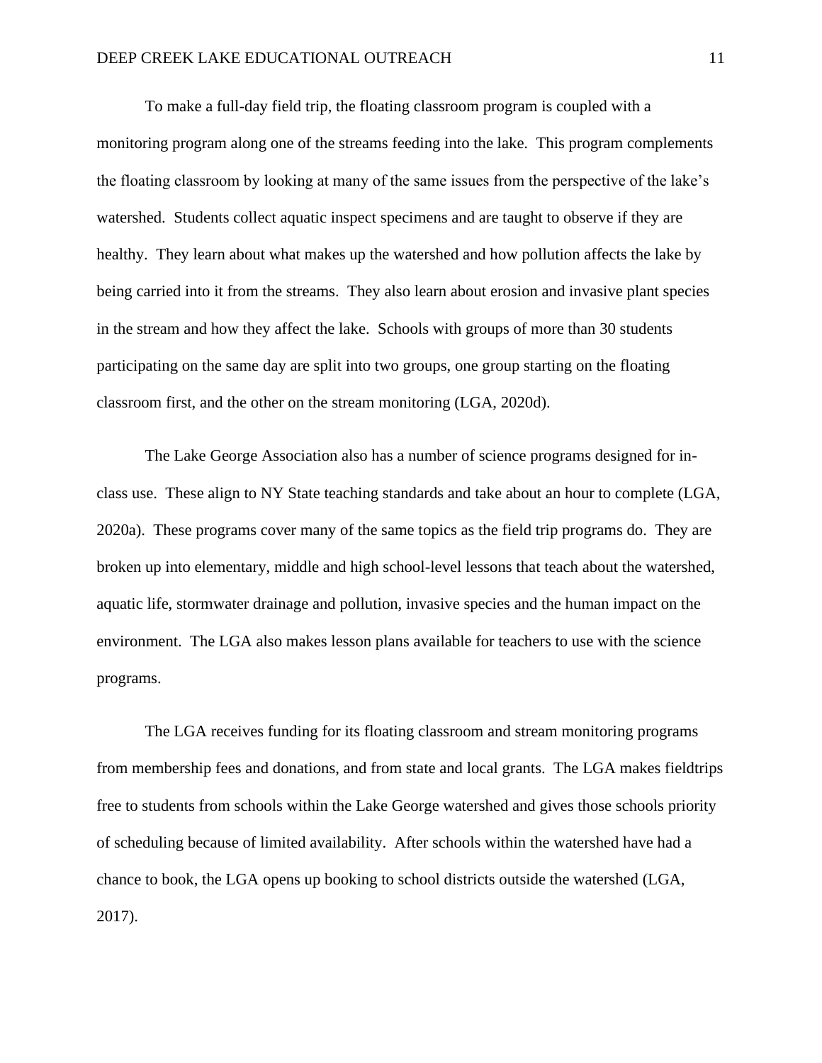To make a full-day field trip, the floating classroom program is coupled with a monitoring program along one of the streams feeding into the lake. This program complements the floating classroom by looking at many of the same issues from the perspective of the lake's watershed. Students collect aquatic inspect specimens and are taught to observe if they are healthy. They learn about what makes up the watershed and how pollution affects the lake by being carried into it from the streams. They also learn about erosion and invasive plant species in the stream and how they affect the lake. Schools with groups of more than 30 students participating on the same day are split into two groups, one group starting on the floating classroom first, and the other on the stream monitoring (LGA, 2020d).

The Lake George Association also has a number of science programs designed for in-class use. These align to NY State teaching standards and take about an hour to complete (LGA, 2020a). These programs cover many of the same topics as the field trip programs do. They are broken up into elementary, middle and high school-level lessons that teach about the watershed, aquatic life, stormwater drainage and pollution, invasive species and the human impact on the environment. The LGA also makes lesson plans available for teachers to use with the science programs.

The LGA receives funding for its floating classroom and stream monitoring programs from membership fees and donations, and from state and local grants. The LGA makes fieldtrips free to students from schools within the Lake George watershed and gives those schools priority of scheduling because of limited availability. After schools within the watershed have had a chance to book, the LGA opens up booking to school districts outside the watershed (LGA, 2017).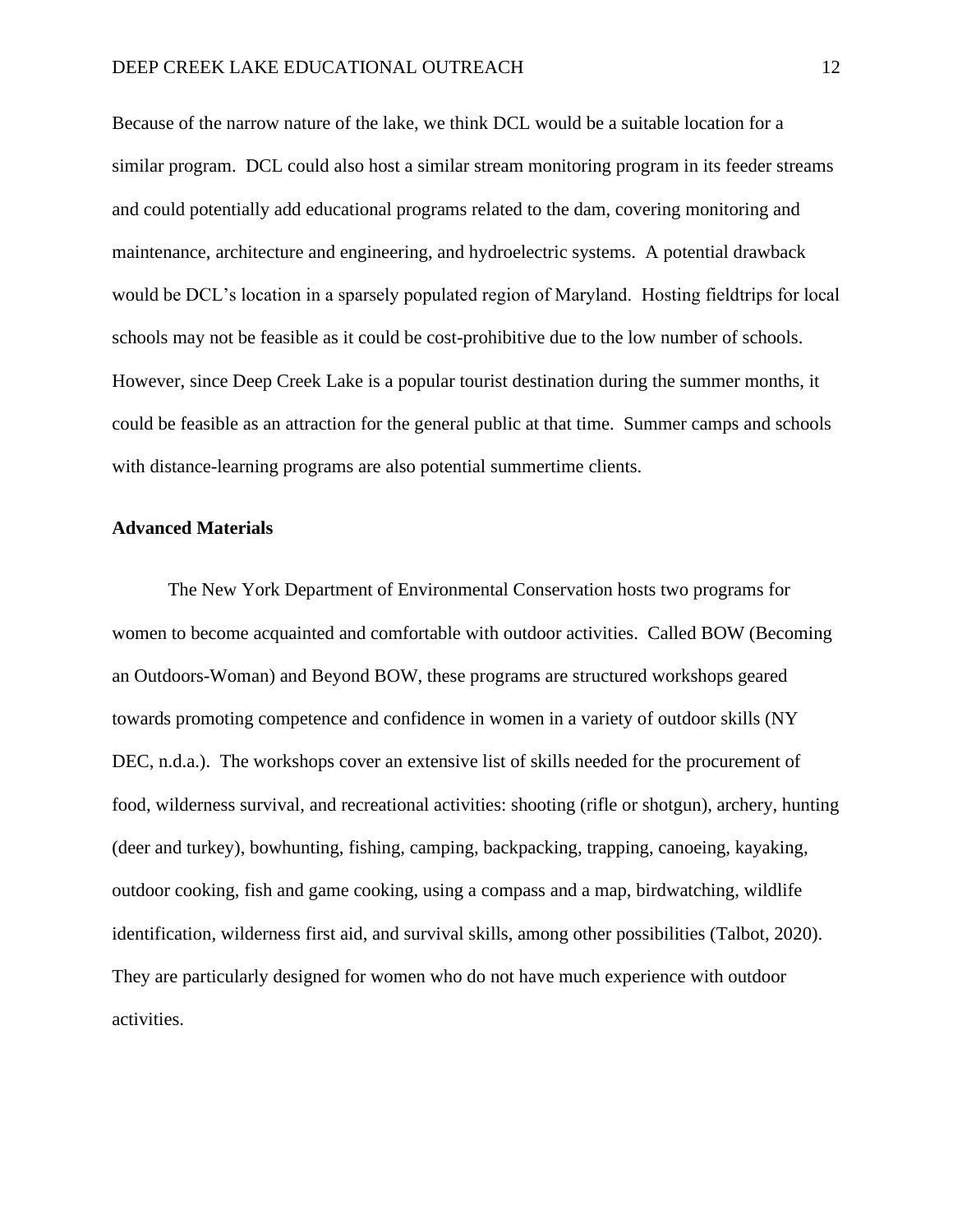Because of the narrow nature of the lake, we think DCL would be a suitable location for a similar program. DCL could also host a similar stream monitoring program in its feeder streams and could potentially add educational programs related to the dam, covering monitoring and maintenance, architecture and engineering, and hydroelectric systems. A potential drawback would be DCL's location in a sparsely populated region of Maryland. Hosting fieldtrips for local schools may not be feasible as it could be cost-prohibitive due to the low number of schools. However, since Deep Creek Lake is a popular tourist destination during the summer months, it could be feasible as an attraction for the general public at that time. Summer camps and schools with distance-learning programs are also potential summertime clients.

**Advanced Materials**

The New York Department of Environmental Conservation hosts two programs for women to become acquainted and comfortable with outdoor activities. Called BOW (Becoming an Outdoors-Woman) and Beyond BOW, these programs are structured workshops geared towards promoting competence and confidence in women in a variety of outdoor skills (NY DEC, n.d.a.). The workshops cover an extensive list of skills needed for the procurement of food, wilderness survival, and recreational activities: shooting (rifle or shotgun), archery, hunting (deer and turkey), bowhunting, fishing, camping, backpacking, trapping, canoeing, kayaking, outdoor cooking, fish and game cooking, using a compass and a map, birdwatching, wildlife identification, wilderness first aid, and survival skills, among other possibilities (Talbot, 2020). They are particularly designed for women who do not have much experience with outdoor activities.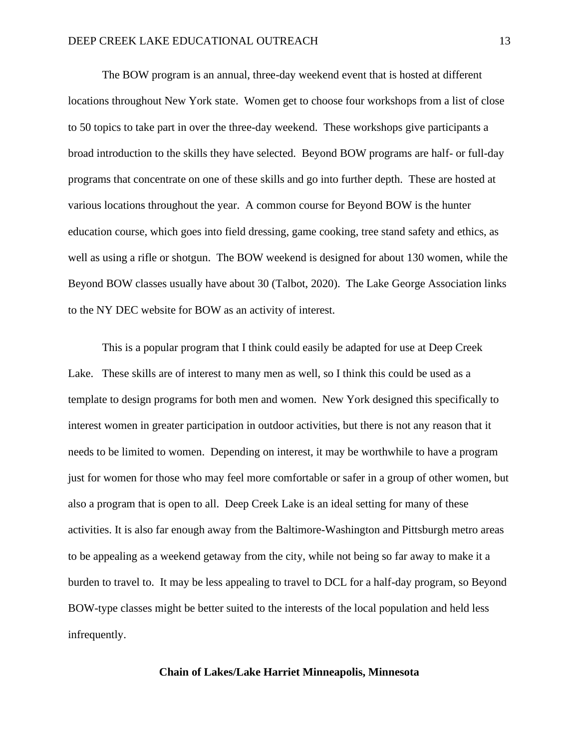The BOW program is an annual, three-day weekend event that is hosted at different locations throughout New York state. Women get to choose four workshops from a list of close to 50 topics to take part in over the three-day weekend. These workshops give participants a broad introduction to the skills they have selected. Beyond BOW programs are half- or full-day programs that concentrate on one of these skills and go into further depth. These are hosted at various locations throughout the year. A common course for Beyond BOW is the hunter education course, which goes into field dressing, game cooking, tree stand safety and ethics, as well as using a rifle or shotgun. The BOW weekend is designed for about 130 women, while the Beyond BOW classes usually have about 30 (Talbot, 2020). The Lake George Association links to the NY DEC website for BOW as an activity of interest.

This is a popular program that I think could easily be adapted for use at Deep Creek Lake. These skills are of interest to many men as well, so I think this could be used as a template to design programs for both men and women. New York designed this specifically to interest women in greater participation in outdoor activities, but there is not any reason that it needs to be limited to women. Depending on interest, it may be worthwhile to have a program just for women for those who may feel more comfortable or safer in a group of other women, but also a program that is open to all. Deep Creek Lake is an ideal setting for many of these activities. It is also far enough away from the Baltimore-Washington and Pittsburgh metro areas to be appealing as a weekend getaway from the city, while not being so far away to make it a burden to travel to. It may be less appealing to travel to DCL for a half-day program, so Beyond BOW-type classes might be better suited to the interests of the local population and held less infrequently.

## Chain of Lakes/Lake Harriet Minneapolis, Minnesota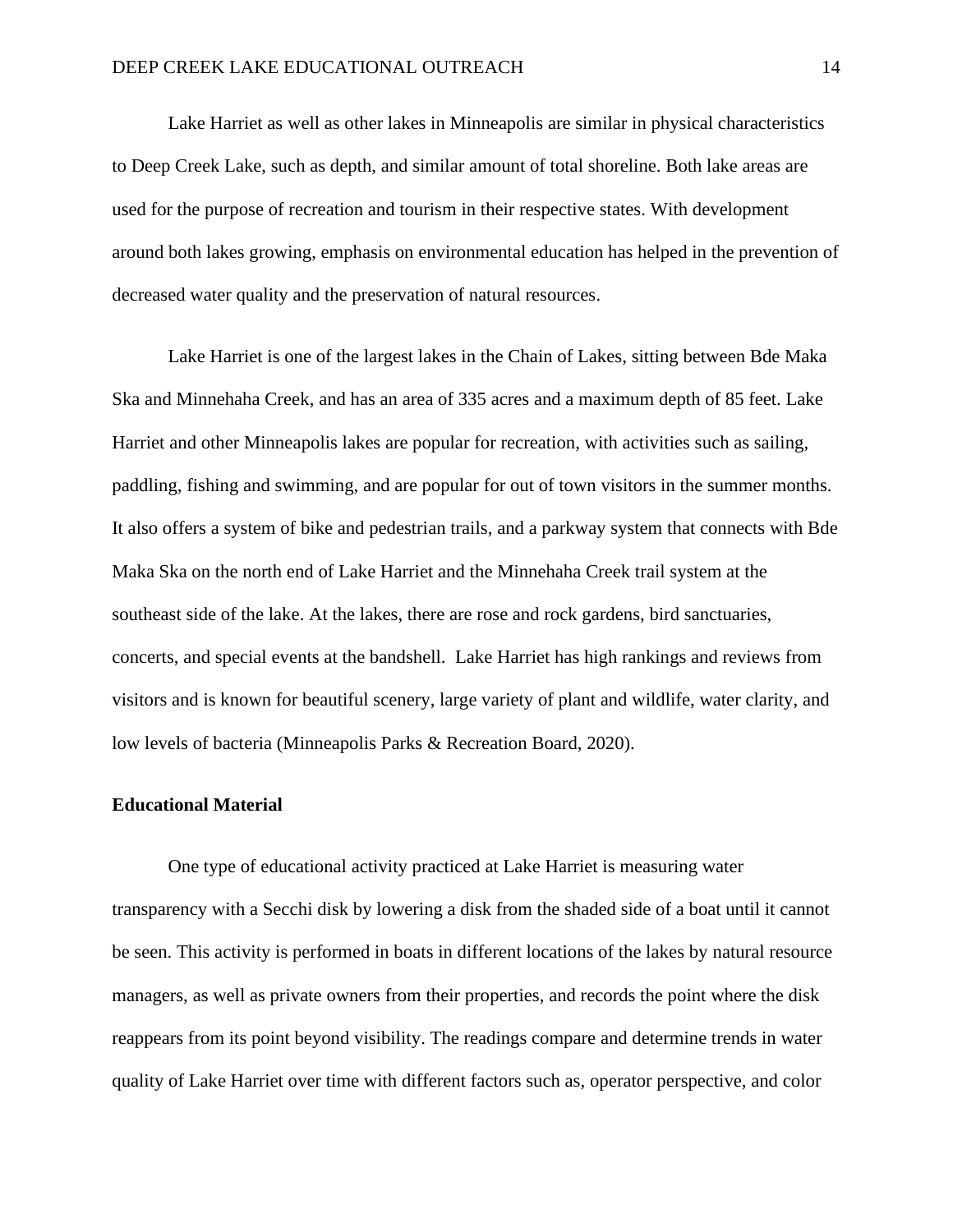Lake Harriet as well as other lakes in Minneapolis are similar in physical characteristics to Deep Creek Lake, such as depth, and similar amount of total shoreline. Both lake areas are used for the purpose of recreation and tourism in their respective states. With development around both lakes growing, emphasis on environmental education has helped in the prevention of decreased water quality and the preservation of natural resources.

Lake Harriet is one of the largest lakes in the Chain of Lakes, sitting between Bde Maka Ska and Minnehaha Creek, and has an area of 335 acres and a maximum depth of 85 feet. Lake Harriet and other Minneapolis lakes are popular for recreation, with activities such as sailing, paddling, fishing and swimming, and are popular for out of town visitors in the summer months. It also offers a system of bike and pedestrian trails, and a parkway system that connects with Bde Maka Ska on the north end of Lake Harriet and the Minnehaha Creek trail system at the southeast side of the lake. At the lakes, there are rose and rock gardens, bird sanctuaries, concerts, and special events at the bandshell. Lake Harriet has high rankings and reviews from visitors and is known for beautiful scenery, large variety of plant and wildlife, water clarity, and low levels of bacteria (Minneapolis Parks & Recreation Board, 2020).

**Educational Material**

One type of educational activity practiced at Lake Harriet is measuring water transparency with a Secchi disk by lowering a disk from the shaded side of a boat until it cannot be seen. This activity is performed in boats in different locations of the lakes by natural resource managers, as well as private owners from their properties, and records the point where the disk reappears from its point beyond visibility. The readings compare and determine trends in water quality of Lake Harriet over time with different factors such as, operator perspective, and color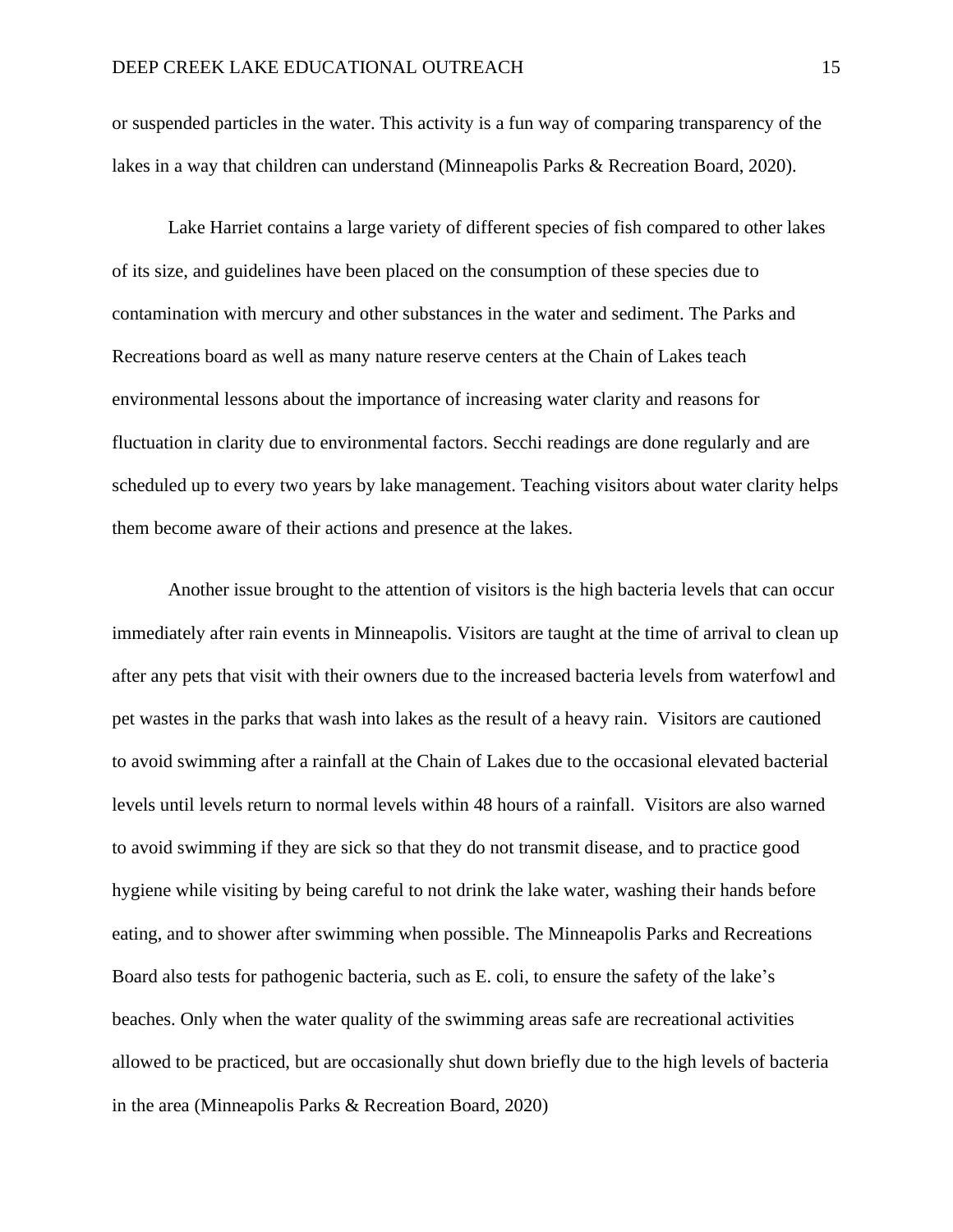or suspended particles in the water. This activity is a fun way of comparing transparency of the lakes in a way that children can understand (Minneapolis Parks & Recreation Board, 2020).

Lake Harriet contains a large variety of different species of fish compared to other lakes of its size, and guidelines have been placed on the consumption of these species due to contamination with mercury and other substances in the water and sediment. The Parks and Recreations board as well as many nature reserve centers at the Chain of Lakes teach environmental lessons about the importance of increasing water clarity and reasons for fluctuation in clarity due to environmental factors. Secchi readings are done regularly and are scheduled up to every two years by lake management. Teaching visitors about water clarity helps them become aware of their actions and presence at the lakes.

Another issue brought to the attention of visitors is the high bacteria levels that can occur immediately after rain events in Minneapolis. Visitors are taught at the time of arrival to clean up after any pets that visit with their owners due to the increased bacteria levels from waterfowl and pet wastes in the parks that wash into lakes as the result of a heavy rain. Visitors are cautioned to avoid swimming after a rainfall at the Chain of Lakes due to the occasional elevated bacterial levels until levels return to normal levels within 48 hours of a rainfall. Visitors are also warned to avoid swimming if they are sick so that they do not transmit disease, and to practice good hygiene while visiting by being careful to not drink the lake water, washing their hands before eating, and to shower after swimming when possible. The Minneapolis Parks and Recreations Board also tests for pathogenic bacteria, such as E. coli, to ensure the safety of the lake's beaches. Only when the water quality of the swimming areas safe are recreational activities allowed to be practiced, but are occasionally shut down briefly due to the high levels of bacteria in the area (Minneapolis Parks & Recreation Board, 2020)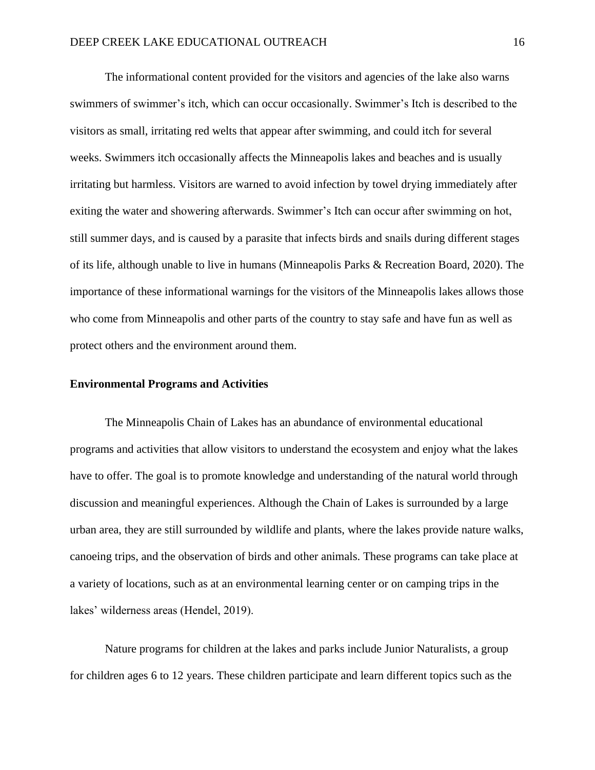The informational content provided for the visitors and agencies of the lake also warns swimmers of swimmer's itch, which can occur occasionally. Swimmer's Itch is described to the visitors as small, irritating red welts that appear after swimming, and could itch for several weeks. Swimmers itch occasionally affects the Minneapolis lakes and beaches and is usually irritating but harmless. Visitors are warned to avoid infection by towel drying immediately after exiting the water and showering afterwards. Swimmer's Itch can occur after swimming on hot, still summer days, and is caused by a parasite that infects birds and snails during different stages of its life, although unable to live in humans (Minneapolis Parks & Recreation Board, 2020). The importance of these informational warnings for the visitors of the Minneapolis lakes allows those who come from Minneapolis and other parts of the country to stay safe and have fun as well as protect others and the environment around them.

**Environmental Programs and Activities**

The Minneapolis Chain of Lakes has an abundance of environmental educational programs and activities that allow visitors to understand the ecosystem and enjoy what the lakes have to offer. The goal is to promote knowledge and understanding of the natural world through discussion and meaningful experiences. Although the Chain of Lakes is surrounded by a large urban area, they are still surrounded by wildlife and plants, where the lakes provide nature walks, canoeing trips, and the observation of birds and other animals. These programs can take place at a variety of locations, such as at an environmental learning center or on camping trips in the lakes' wilderness areas (Hendel, 2019).

Nature programs for children at the lakes and parks include Junior Naturalists, a group for children ages 6 to 12 years. These children participate and learn different topics such as the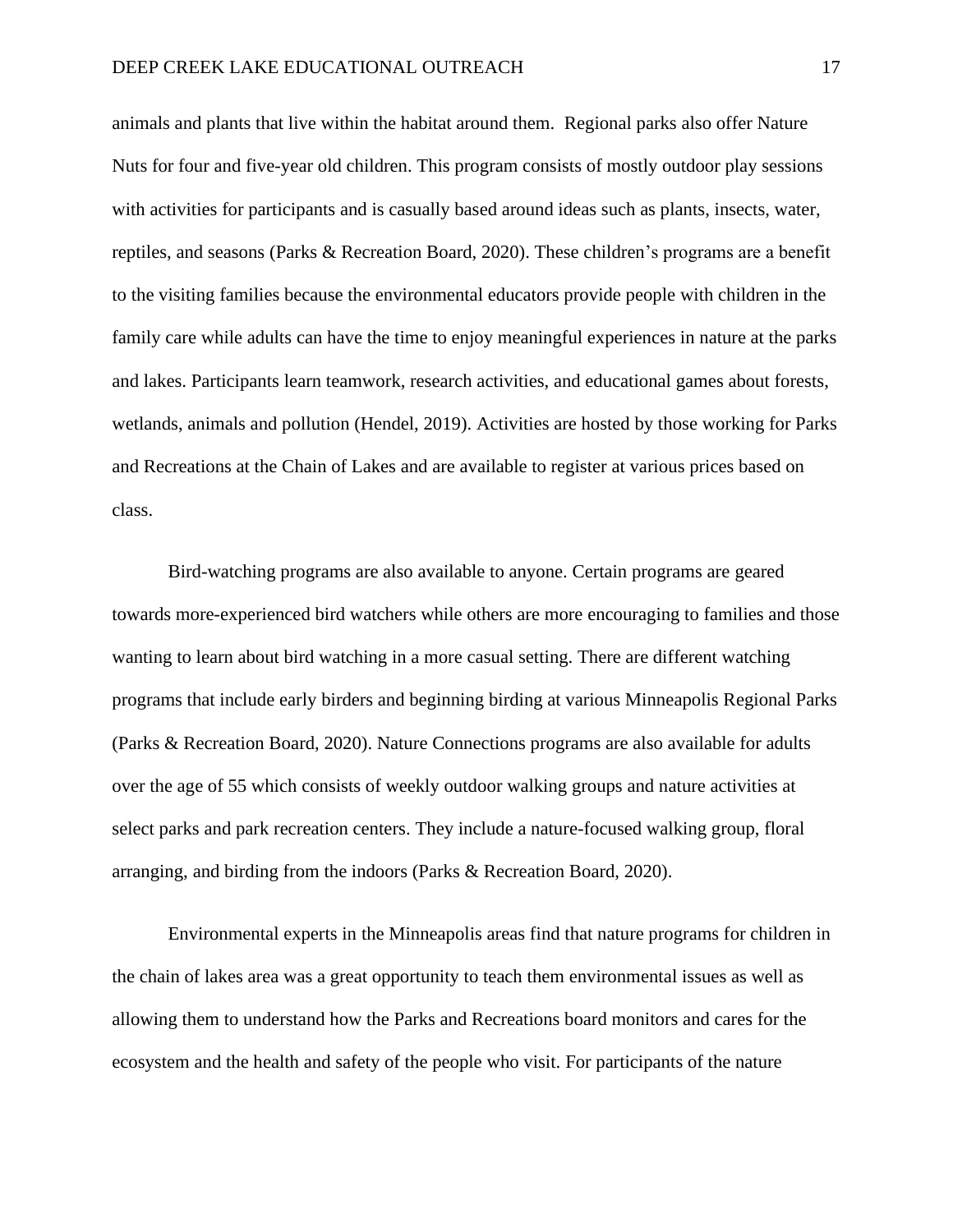animals and plants that live within the habitat around them. Regional parks also offer Nature Nuts for four and five-year old children. This program consists of mostly outdoor play sessions with activities for participants and is casually based around ideas such as plants, insects, water, reptiles, and seasons (Parks & Recreation Board, 2020). These children's programs are a benefit to the visiting families because the environmental educators provide people with children in the family care while adults can have the time to enjoy meaningful experiences in nature at the parks and lakes. Participants learn teamwork, research activities, and educational games about forests, wetlands, animals and pollution (Hendel, 2019). Activities are hosted by those working for Parks and Recreations at the Chain of Lakes and are available to register at various prices based on class.

Bird-watching programs are also available to anyone. Certain programs are geared towards more-experienced bird watchers while others are more encouraging to families and those wanting to learn about bird watching in a more casual setting. There are different watching programs that include early birders and beginning birding at various Minneapolis Regional Parks (Parks & Recreation Board, 2020). Nature Connections programs are also available for adults over the age of 55 which consists of weekly outdoor walking groups and nature activities at select parks and park recreation centers. They include a nature-focused walking group, floral arranging, and birding from the indoors (Parks & Recreation Board, 2020).

Environmental experts in the Minneapolis areas find that nature programs for children in the chain of lakes area was a great opportunity to teach them environmental issues as well as allowing them to understand how the Parks and Recreations board monitors and cares for the ecosystem and the health and safety of the people who visit. For participants of the nature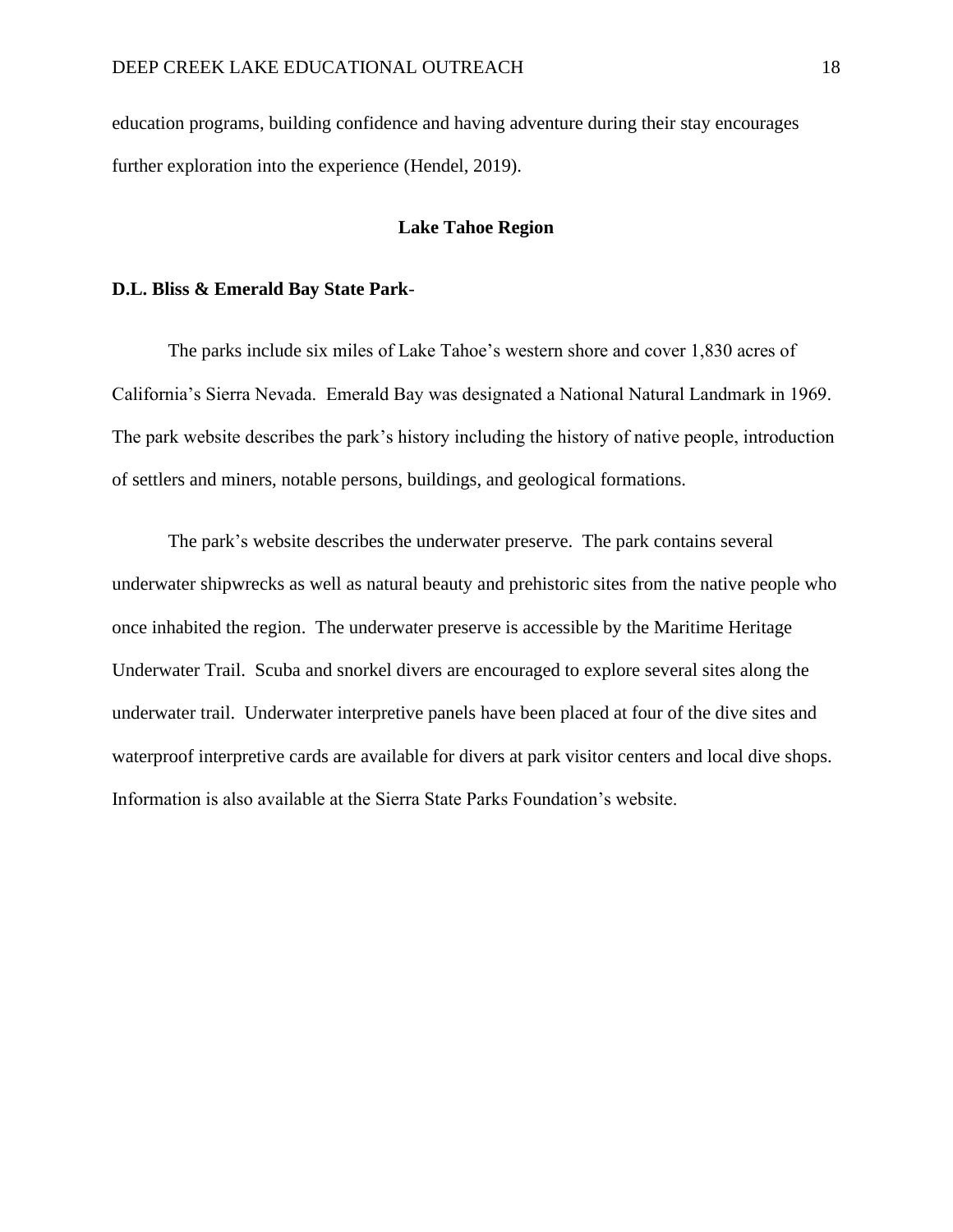education programs, building confidence and having adventure during their stay encourages further exploration into the experience (Hendel, 2019).

## Lake Tahoe Region

**D.L. Bliss & Emerald Bay State Park**-

The parks include six miles of Lake Tahoe's western shore and cover 1,830 acres of California's Sierra Nevada. Emerald Bay was designated a National Natural Landmark in 1969. The park website describes the park's history including the history of native people, introduction of settlers and miners, notable persons, buildings, and geological formations.

The park's website describes the underwater preserve. The park contains several underwater shipwrecks as well as natural beauty and prehistoric sites from the native people who once inhabited the region. The underwater preserve is accessible by the Maritime Heritage Underwater Trail. Scuba and snorkel divers are encouraged to explore several sites along the underwater trail. Underwater interpretive panels have been placed at four of the dive sites and waterproof interpretive cards are available for divers at park visitor centers and local dive shops. Information is also available at the Sierra State Parks Foundation's website.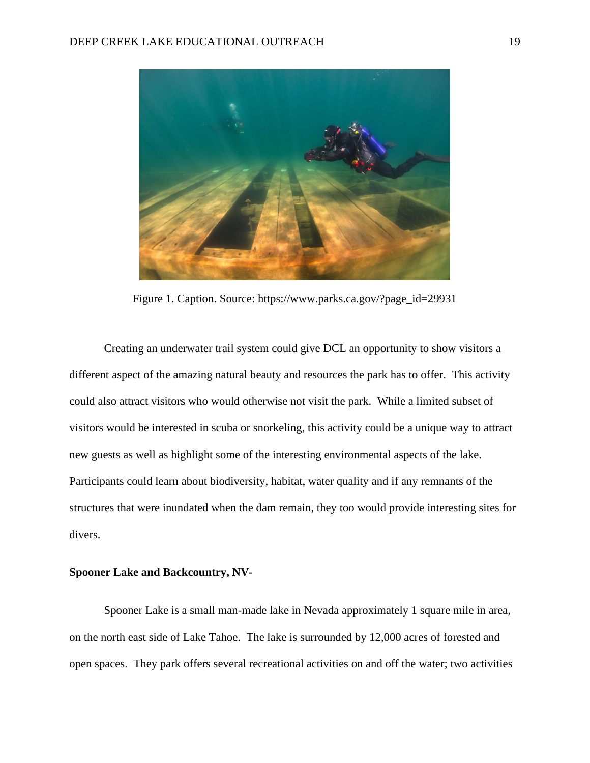Figure 1. Caption. Source: https://www.parks.ca.gov/?page_id=29931

Creating an underwater trail system could give DCL an opportunity to show visitors a different aspect of the amazing natural beauty and resources the park has to offer. This activity could also attract visitors who would otherwise not visit the park. While a limited subset of visitors would be interested in scuba or snorkeling, this activity could be a unique way to attract new guests as well as highlight some of the interesting environmental aspects of the lake. Participants could learn about biodiversity, habitat, water quality and if any remnants of the structures that were inundated when the dam remain, they too would provide interesting sites for divers.

**Spooner Lake and Backcountry, NV-**

Spooner Lake is a small man-made lake in Nevada approximately 1 square mile in area, on the north east side of Lake Tahoe. The lake is surrounded by 12,000 acres of forested and open spaces. They park offers several recreational activities on and off the water; two activities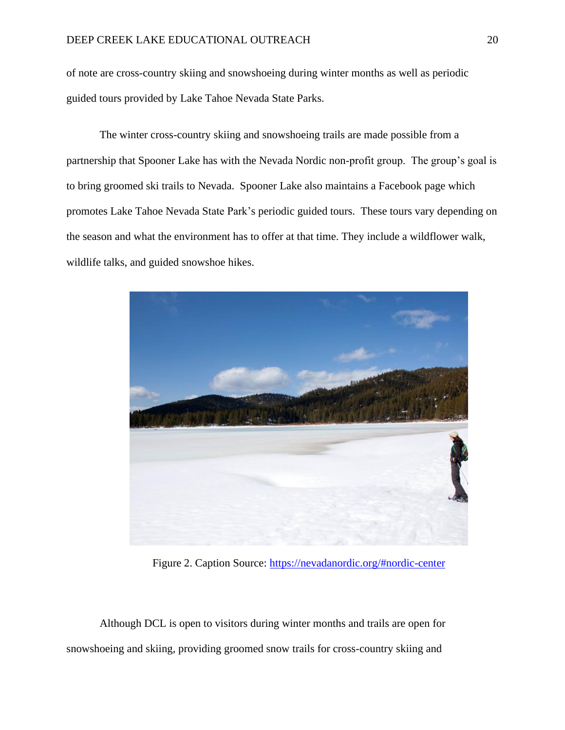of note are cross-country skiing and snowshoeing during winter months as well as periodic guided tours provided by Lake Tahoe Nevada State Parks.

The winter cross-country skiing and snowshoeing trails are made possible from a partnership that Spooner Lake has with the Nevada Nordic non-profit group. The group's goal is to bring groomed ski trails to Nevada. Spooner Lake also maintains a Facebook page which promotes Lake Tahoe Nevada State Park's periodic guided tours. These tours vary depending on the season and what the environment has to offer at that time. They include a wildflower walk, wildlife talks, and guided snowshoe hikes.

Figure 2. Caption Source: https://nevadanordic.org/#nordic-center

Although DCL is open to visitors during winter months and trails are open for snowshoeing and skiing, providing groomed snow trails for cross-country skiing and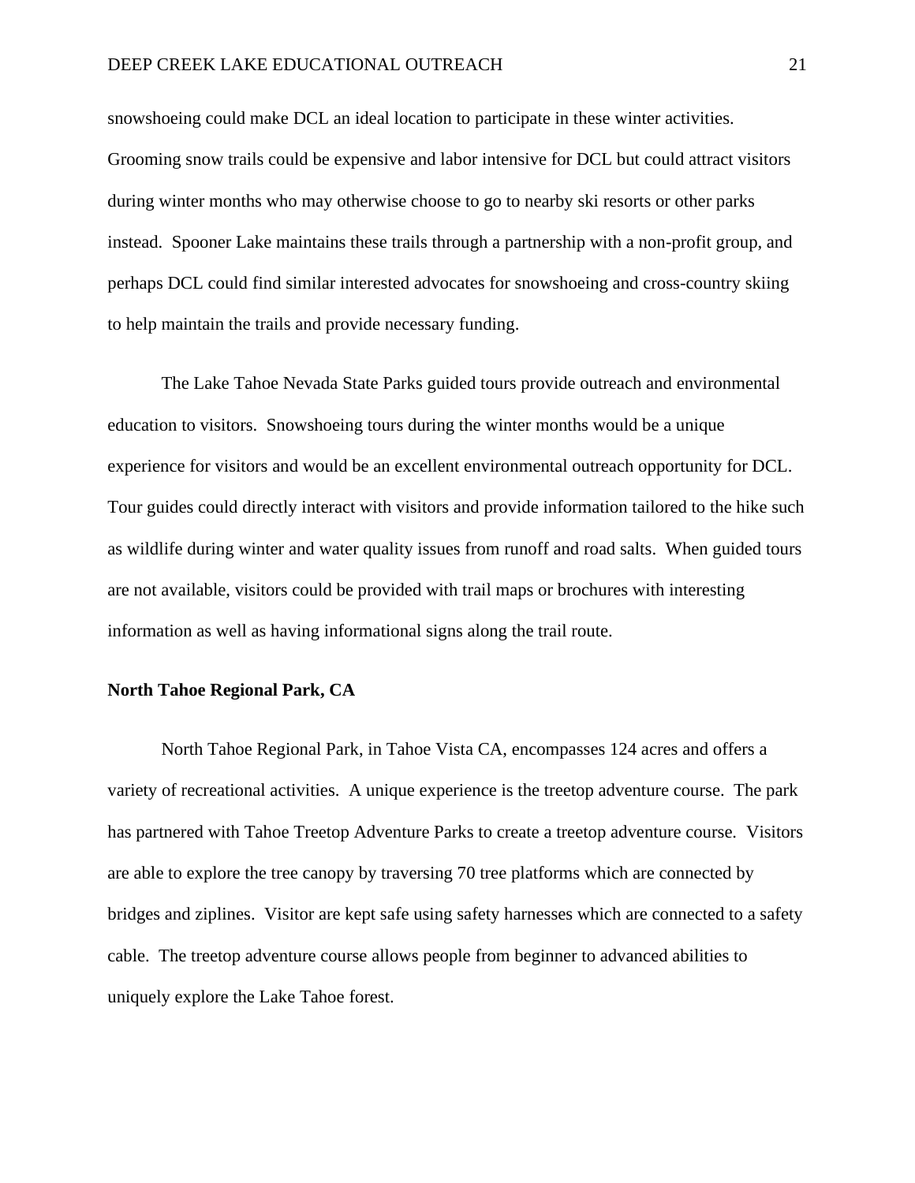snowshoeing could make DCL an ideal location to participate in these winter activities. Grooming snow trails could be expensive and labor intensive for DCL but could attract visitors during winter months who may otherwise choose to go to nearby ski resorts or other parks instead. Spooner Lake maintains these trails through a partnership with a non-profit group, and perhaps DCL could find similar interested advocates for snowshoeing and cross-country skiing to help maintain the trails and provide necessary funding.

The Lake Tahoe Nevada State Parks guided tours provide outreach and environmental education to visitors. Snowshoeing tours during the winter months would be a unique experience for visitors and would be an excellent environmental outreach opportunity for DCL. Tour guides could directly interact with visitors and provide information tailored to the hike such as wildlife during winter and water quality issues from runoff and road salts. When guided tours are not available, visitors could be provided with trail maps or brochures with interesting information as well as having informational signs along the trail route.

**North Tahoe Regional Park, CA**

North Tahoe Regional Park, in Tahoe Vista CA, encompasses 124 acres and offers a variety of recreational activities. A unique experience is the treetop adventure course. The park has partnered with Tahoe Treetop Adventure Parks to create a treetop adventure course. Visitors are able to explore the tree canopy by traversing 70 tree platforms which are connected by bridges and ziplines. Visitor are kept safe using safety harnesses which are connected to a safety cable. The treetop adventure course allows people from beginner to advanced abilities to uniquely explore the Lake Tahoe forest.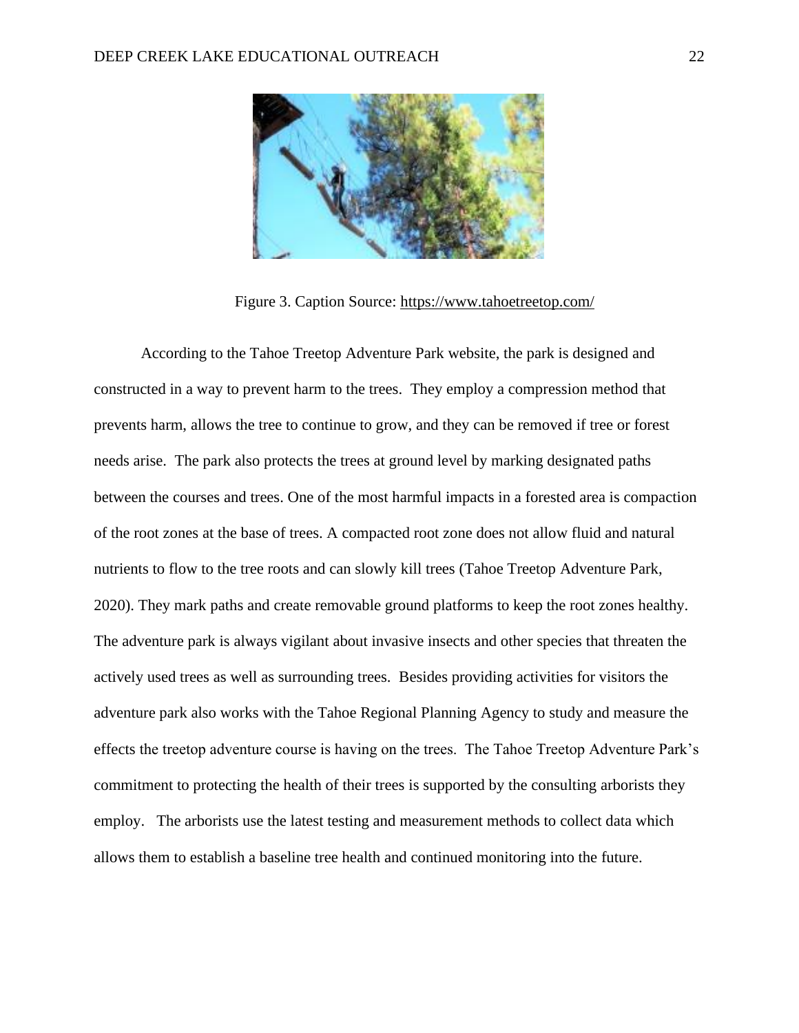Figure 3. Caption Source: https://www.tahoetreetop.com/

According to the Tahoe Treetop Adventure Park website, the park is designed and constructed in a way to prevent harm to the trees. They employ a compression method that prevents harm, allows the tree to continue to grow, and they can be removed if tree or forest needs arise. The park also protects the trees at ground level by marking designated paths between the courses and trees. One of the most harmful impacts in a forested area is compaction of the root zones at the base of trees. A compacted root zone does not allow fluid and natural nutrients to flow to the tree roots and can slowly kill trees (Tahoe Treetop Adventure Park, 2020). They mark paths and create removable ground platforms to keep the root zones healthy. The adventure park is always vigilant about invasive insects and other species that threaten the actively used trees as well as surrounding trees. Besides providing activities for visitors the adventure park also works with the Tahoe Regional Planning Agency to study and measure the effects the treetop adventure course is having on the trees. The Tahoe Treetop Adventure Park's commitment to protecting the health of their trees is supported by the consulting arborists they employ. The arborists use the latest testing and measurement methods to collect data which allows them to establish a baseline tree health and continued monitoring into the future.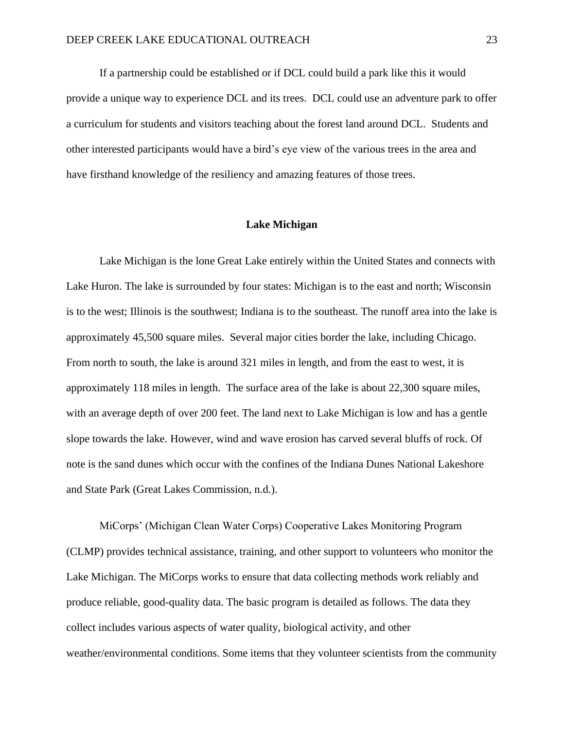If a partnership could be established or if DCL could build a park like this it would provide a unique way to experience DCL and its trees. DCL could use an adventure park to offer a curriculum for students and visitors teaching about the forest land around DCL. Students and other interested participants would have a bird's eye view of the various trees in the area and have firsthand knowledge of the resiliency and amazing features of those trees.

## Lake Michigan

Lake Michigan is the lone Great Lake entirely within the United States and connects with Lake Huron. The lake is surrounded by four states: Michigan is to the east and north; Wisconsin is to the west; Illinois is the southwest; Indiana is to the southeast. The runoff area into the lake is approximately 45,500 square miles. Several major cities border the lake, including Chicago. From north to south, the lake is around 321 miles in length, and from the east to west, it is approximately 118 miles in length. The surface area of the lake is about 22,300 square miles, with an average depth of over 200 feet. The land next to Lake Michigan is low and has a gentle slope towards the lake. However, wind and wave erosion has carved several bluffs of rock. Of note is the sand dunes which occur with the confines of the Indiana Dunes National Lakeshore and State Park (Great Lakes Commission, n.d.).

MiCorps' (Michigan Clean Water Corps) Cooperative Lakes Monitoring Program (CLMP) provides technical assistance, training, and other support to volunteers who monitor the Lake Michigan. The MiCorps works to ensure that data collecting methods work reliably and produce reliable, good-quality data. The basic program is detailed as follows. The data they collect includes various aspects of water quality, biological activity, and other weather/environmental conditions. Some items that they volunteer scientists from the community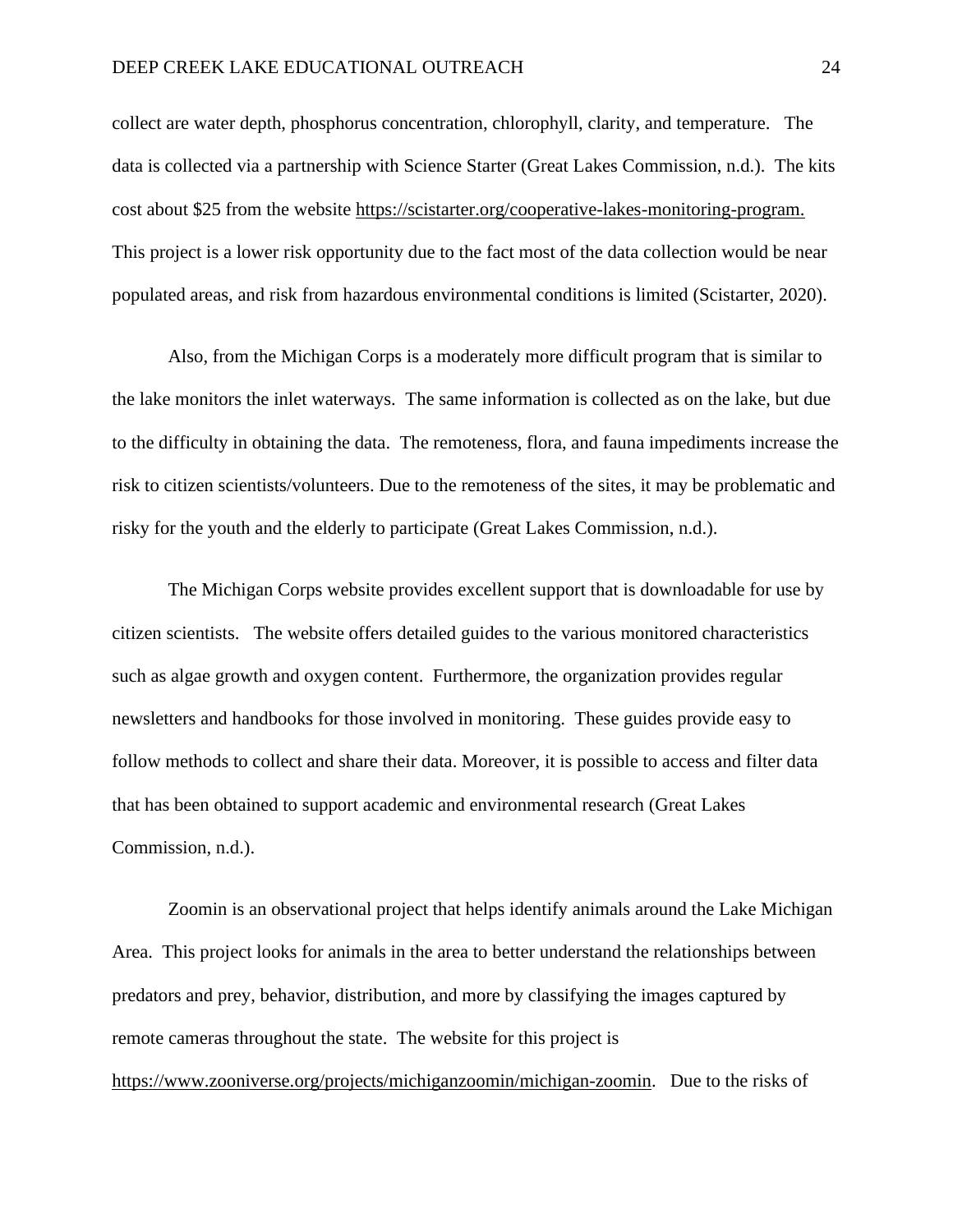collect are water depth, phosphorus concentration, chlorophyll, clarity, and temperature. The data is collected via a partnership with Science Starter (Great Lakes Commission, n.d.). The kits cost about $25 from the website https://scistarter.org/cooperative-lakes-monitoring-program. This project is a lower risk opportunity due to the fact most of the data collection would be near populated areas, and risk from hazardous environmental conditions is limited (Scistarter, 2020).

Also, from the Michigan Corps is a moderately more difficult program that is similar to the lake monitors the inlet waterways. The same information is collected as on the lake, but due to the difficulty in obtaining the data. The remoteness, flora, and fauna impediments increase the risk to citizen scientists/volunteers. Due to the remoteness of the sites, it may be problematic and risky for the youth and the elderly to participate (Great Lakes Commission, n.d.).

The Michigan Corps website provides excellent support that is downloadable for use by citizen scientists. The website offers detailed guides to the various monitored characteristics such as algae growth and oxygen content. Furthermore, the organization provides regular newsletters and handbooks for those involved in monitoring. These guides provide easy to follow methods to collect and share their data. Moreover, it is possible to access and filter data that has been obtained to support academic and environmental research (Great Lakes Commission, n.d.).

Zoomin is an observational project that helps identify animals around the Lake Michigan Area. This project looks for animals in the area to better understand the relationships between predators and prey, behavior, distribution, and more by classifying the images captured by remote cameras throughout the state. The website for this project is https://www.zooniverse.org/projects/michiganzoomin/michigan-zoomin. Due to the risks of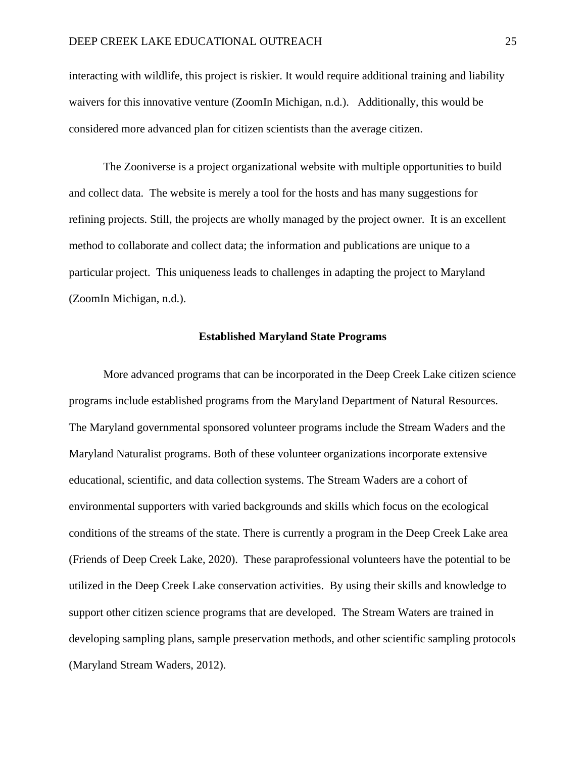interacting with wildlife, this project is riskier. It would require additional training and liability waivers for this innovative venture (ZoomIn Michigan, n.d.). Additionally, this would be considered more advanced plan for citizen scientists than the average citizen.

The Zooniverse is a project organizational website with multiple opportunities to build and collect data. The website is merely a tool for the hosts and has many suggestions for refining projects. Still, the projects are wholly managed by the project owner. It is an excellent method to collaborate and collect data; the information and publications are unique to a particular project. This uniqueness leads to challenges in adapting the project to Maryland (ZoomIn Michigan, n.d.).

## Established Maryland State Programs

More advanced programs that can be incorporated in the Deep Creek Lake citizen science programs include established programs from the Maryland Department of Natural Resources. The Maryland governmental sponsored volunteer programs include the Stream Waders and the Maryland Naturalist programs. Both of these volunteer organizations incorporate extensive educational, scientific, and data collection systems. The Stream Waders are a cohort of environmental supporters with varied backgrounds and skills which focus on the ecological conditions of the streams of the state. There is currently a program in the Deep Creek Lake area (Friends of Deep Creek Lake, 2020). These paraprofessional volunteers have the potential to be utilized in the Deep Creek Lake conservation activities. By using their skills and knowledge to support other citizen science programs that are developed. The Stream Waters are trained in developing sampling plans, sample preservation methods, and other scientific sampling protocols (Maryland Stream Waders, 2012).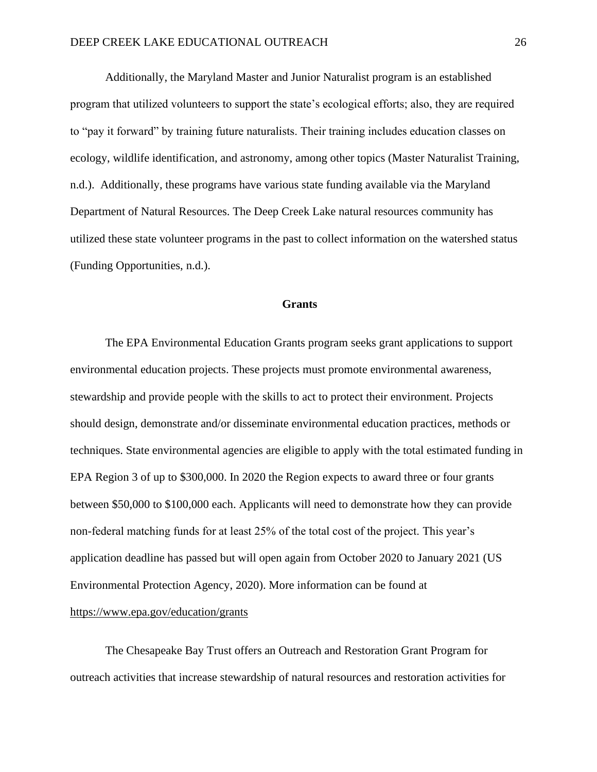Additionally, the Maryland Master and Junior Naturalist program is an established program that utilized volunteers to support the state's ecological efforts; also, they are required to "pay it forward" by training future naturalists. Their training includes education classes on ecology, wildlife identification, and astronomy, among other topics (Master Naturalist Training, n.d.). Additionally, these programs have various state funding available via the Maryland Department of Natural Resources. The Deep Creek Lake natural resources community has utilized these state volunteer programs in the past to collect information on the watershed status (Funding Opportunities, n.d.).

## Grants

The EPA Environmental Education Grants program seeks grant applications to support environmental education projects. These projects must promote environmental awareness, stewardship and provide people with the skills to act to protect their environment. Projects should design, demonstrate and/or disseminate environmental education practices, methods or techniques. State environmental agencies are eligible to apply with the total estimated funding in EPA Region 3 of up to $300,000. In 2020 the Region expects to award three or four grants between $50,000 to $100,000 each. Applicants will need to demonstrate how they can provide non-federal matching funds for at least 25% of the total cost of the project. This year's application deadline has passed but will open again from October 2020 to January 2021 (US Environmental Protection Agency, 2020). More information can be found at https://www.epa.gov/education/grants

The Chesapeake Bay Trust offers an Outreach and Restoration Grant Program for outreach activities that increase stewardship of natural resources and restoration activities for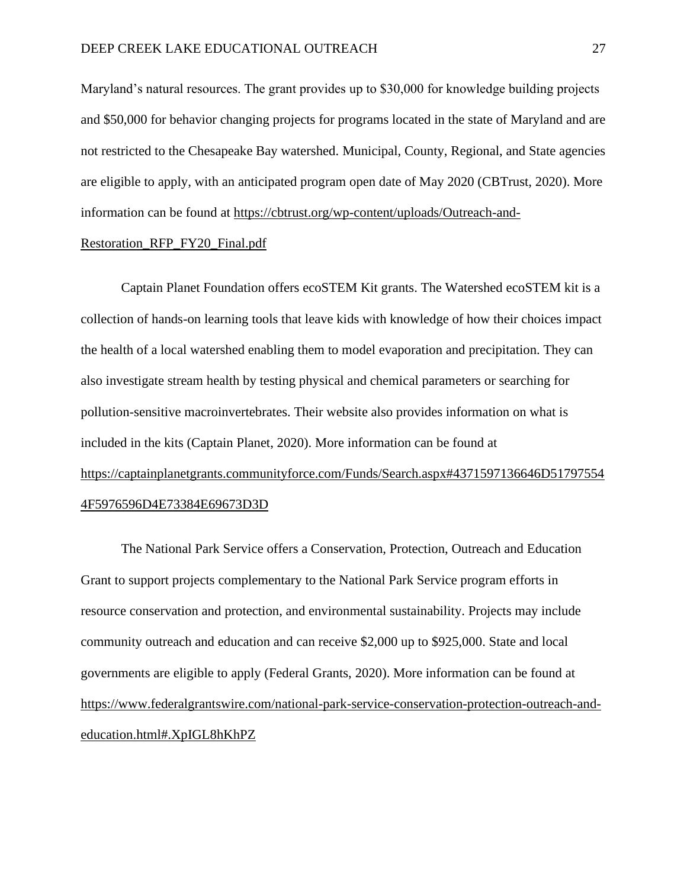Maryland's natural resources. The grant provides up to $30,000 for knowledge building projects and $50,000 for behavior changing projects for programs located in the state of Maryland and are not restricted to the Chesapeake Bay watershed. Municipal, County, Regional, and State agencies are eligible to apply, with an anticipated program open date of May 2020 (CBTrust, 2020). More information can be found at https://cbtrust.org/wp-content/uploads/Outreach-and-Restoration_RFP_FY20_Final.pdf

Captain Planet Foundation offers ecoSTEM Kit grants. The Watershed ecoSTEM kit is a collection of hands-on learning tools that leave kids with knowledge of how their choices impact the health of a local watershed enabling them to model evaporation and precipitation. They can also investigate stream health by testing physical and chemical parameters or searching for pollution-sensitive macroinvertebrates. Their website also provides information on what is included in the kits (Captain Planet, 2020). More information can be found at https://captainplanetgrants.communityforce.com/Funds/Search.aspx#43715971366 46D517975544F5976596D4E73384E69673D3D

The National Park Service offers a Conservation, Protection, Outreach and Education Grant to support projects complementary to the National Park Service program efforts in resource conservation and protection, and environmental sustainability. Projects may include community outreach and education and can receive $2,000 up to $925,000. State and local governments are eligible to apply (Federal Grants, 2020). More information can be found at https://www.federalgrantswire.com/national-park-service-conservation-protection-outreach-and-education.html#.XpIGL8hKhPZ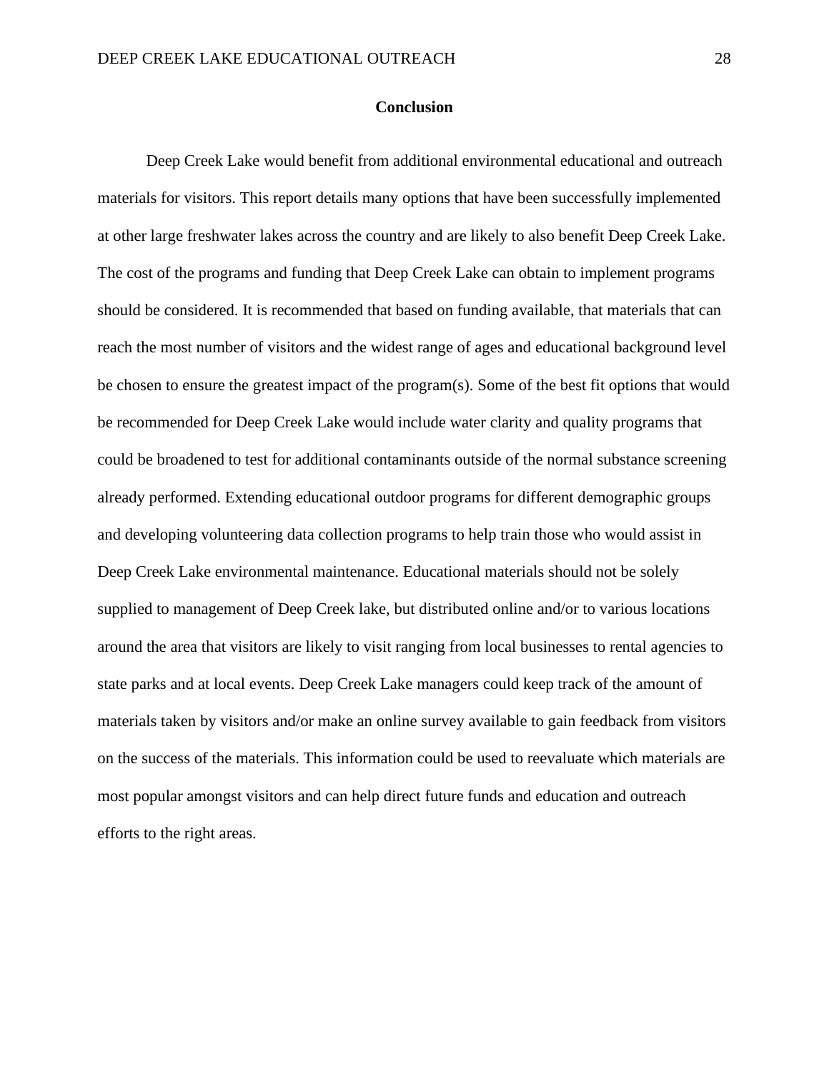## Conclusion

Deep Creek Lake would benefit from additional environmental educational and outreach materials for visitors. This report details many options that have been successfully implemented at other large freshwater lakes across the country and are likely to also benefit Deep Creek Lake. The cost of the programs and funding that Deep Creek Lake can obtain to implement programs should be considered. It is recommended that based on funding available, that materials that can reach the most number of visitors and the widest range of ages and educational background level be chosen to ensure the greatest impact of the program(s). Some of the best fit options that would be recommended for Deep Creek Lake would include water clarity and quality programs that could be broadened to test for additional contaminants outside of the normal substance screening already performed. Extending educational outdoor programs for different demographic groups and developing volunteering data collection programs to help train those who would assist in Deep Creek Lake environmental maintenance. Educational materials should not be solely supplied to management of Deep Creek lake, but distributed online and/or to various locations around the area that visitors are likely to visit ranging from local businesses to rental agencies to state parks and at local events. Deep Creek Lake managers could keep track of the amount of materials taken by visitors and/or make an online survey available to gain feedback from visitors on the success of the materials. This information could be used to reevaluate which materials are most popular amongst visitors and can help direct future funds and education and outreach efforts to the right areas.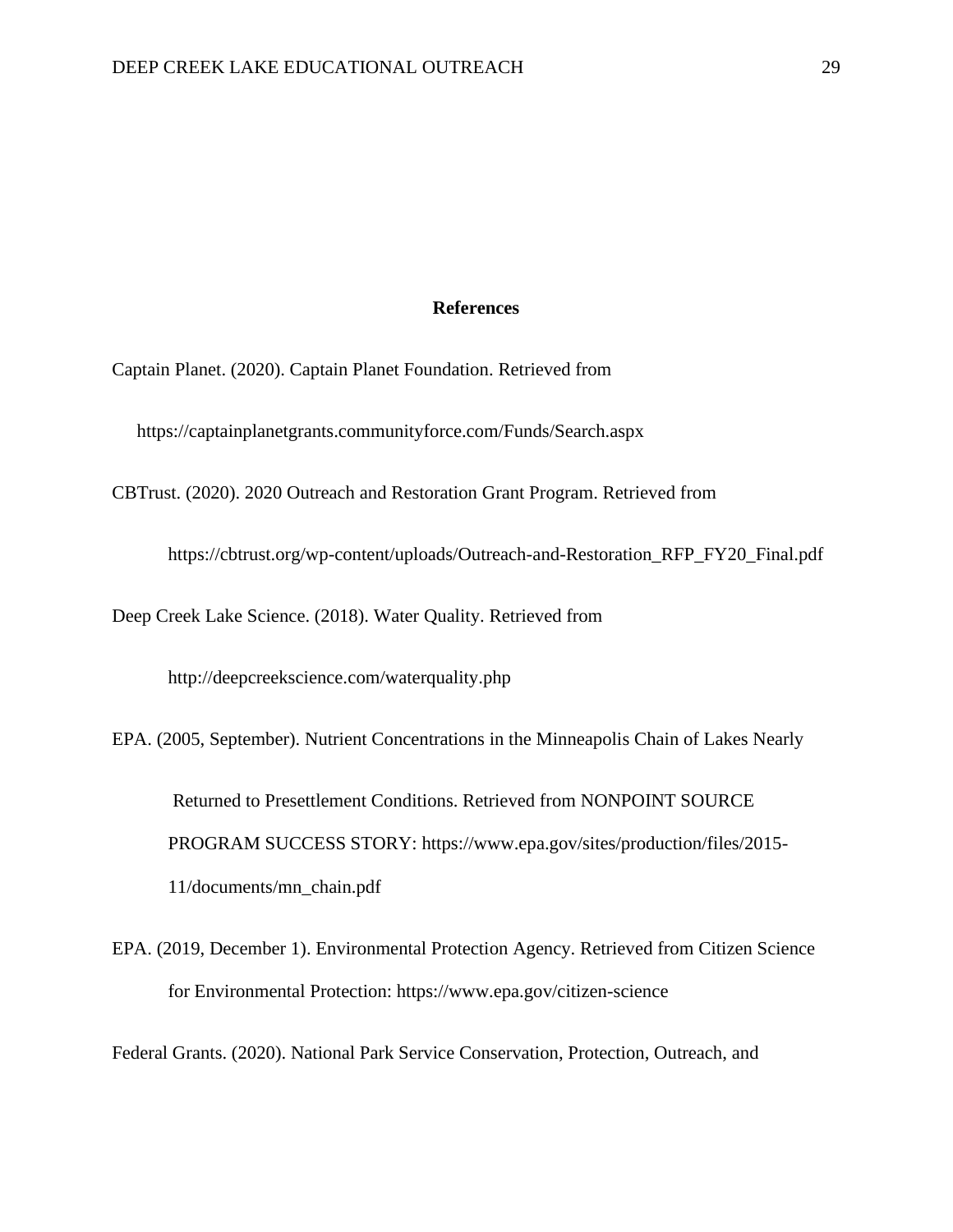## References

Captain Planet. (2020). Captain Planet Foundation. Retrieved from https://captainplanetgrants.communityforce.com/Funds/Search.aspx

CBTrust. (2020). 2020 Outreach and Restoration Grant Program. Retrieved from https://cbtrust.org/wp-content/uploads/Outreach-and-Restoration_RFP_FY20_Final.pdf

Deep Creek Lake Science. (2018). Water Quality. Retrieved from http://deepcreekscience.com/waterquality.php

EPA. (2005, September). Nutrient Concentrations in the Minneapolis Chain of Lakes Nearly Returned to Presettlement Conditions. Retrieved from NONPOINT SOURCE PROGRAM SUCCESS STORY: https://www.epa.gov/sites/production/files/2015-11/documents/mn_chain.pdf

EPA. (2019, December 1). Environmental Protection Agency. Retrieved from Citizen Science for Environmental Protection: https://www.epa.gov/citizen-science

Federal Grants. (2020). National Park Service Conservation, Protection, Outreach, and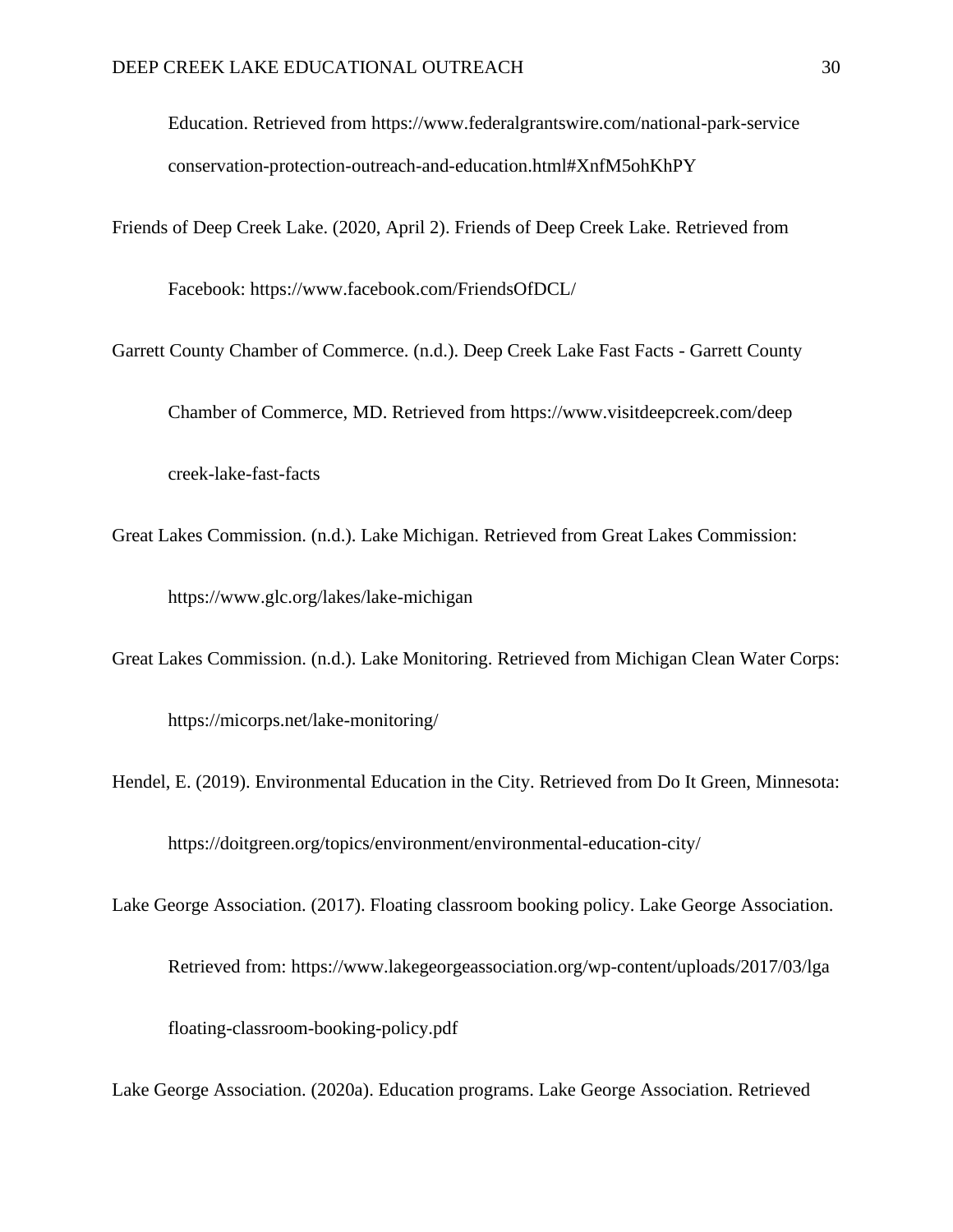Education. Retrieved from https://www.federalgrantswire.com/national-park-service conservation-protection-outreach-and-education.html#XnfM5ohKhPY

Friends of Deep Creek Lake. (2020, April 2). Friends of Deep Creek Lake. Retrieved from Facebook: https://www.facebook.com/FriendsOfDCL/

Garrett County Chamber of Commerce. (n.d.). Deep Creek Lake Fast Facts - Garrett County Chamber of Commerce, MD. Retrieved from https://www.visitdeepcreek.com/deep creek-lake-fast-facts

Great Lakes Commission. (n.d.). Lake Michigan. Retrieved from Great Lakes Commission: https://www.glc.org/lakes/lake-michigan

Great Lakes Commission. (n.d.). Lake Monitoring. Retrieved from Michigan Clean Water Corps: https://micorps.net/lake-monitoring/

Hendel, E. (2019). Environmental Education in the City. Retrieved from Do It Green, Minnesota: https://doitgreen.org/topics/environment/environmental-education-city/

Lake George Association. (2017). Floating classroom booking policy. Lake George Association. Retrieved from: https://www.lakegeorgeassociation.org/wp-content/uploads/2017/03/lga floating-classroom-booking-policy.pdf

Lake George Association. (2020a). Education programs. Lake George Association. Retrieved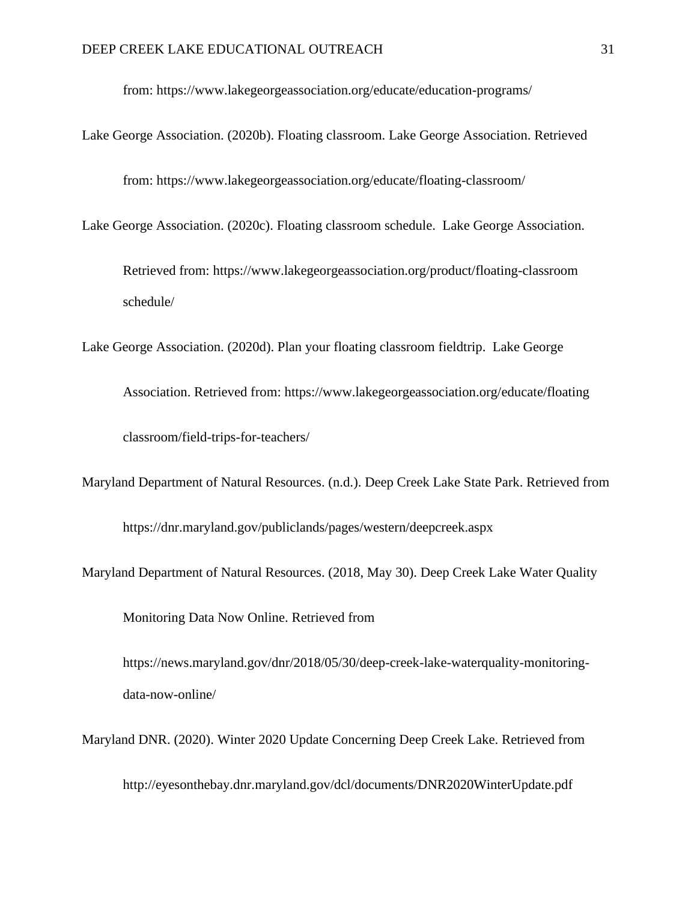from: https://www.lakegeorgeassociation.org/educate/education-programs/

Lake George Association. (2020b). Floating classroom. Lake George Association. Retrieved from: https://www.lakegeorgeassociation.org/educate/floating-classroom/

Lake George Association. (2020c). Floating classroom schedule. Lake George Association. Retrieved from: https://www.lakegeorgeassociation.org/product/floating-classroom schedule/

Lake George Association. (2020d). Plan your floating classroom fieldtrip. Lake George Association. Retrieved from: https://www.lakegeorgeassociation.org/educate/floating classroom/field-trips-for-teachers/

Maryland Department of Natural Resources. (n.d.). Deep Creek Lake State Park. Retrieved from https://dnr.maryland.gov/publiclands/pages/western/deepcreek.aspx

Maryland Department of Natural Resources. (2018, May 30). Deep Creek Lake Water Quality Monitoring Data Now Online. Retrieved from https://news.maryland.gov/dnr/2018/05/30/deep-creek-lake-waterquality-monitoring-data-now-online/

Maryland DNR. (2020). Winter 2020 Update Concerning Deep Creek Lake. Retrieved from http://eyesonthebay.dnr.maryland.gov/dcl/documents/DNR2020WinterUpdate.pdf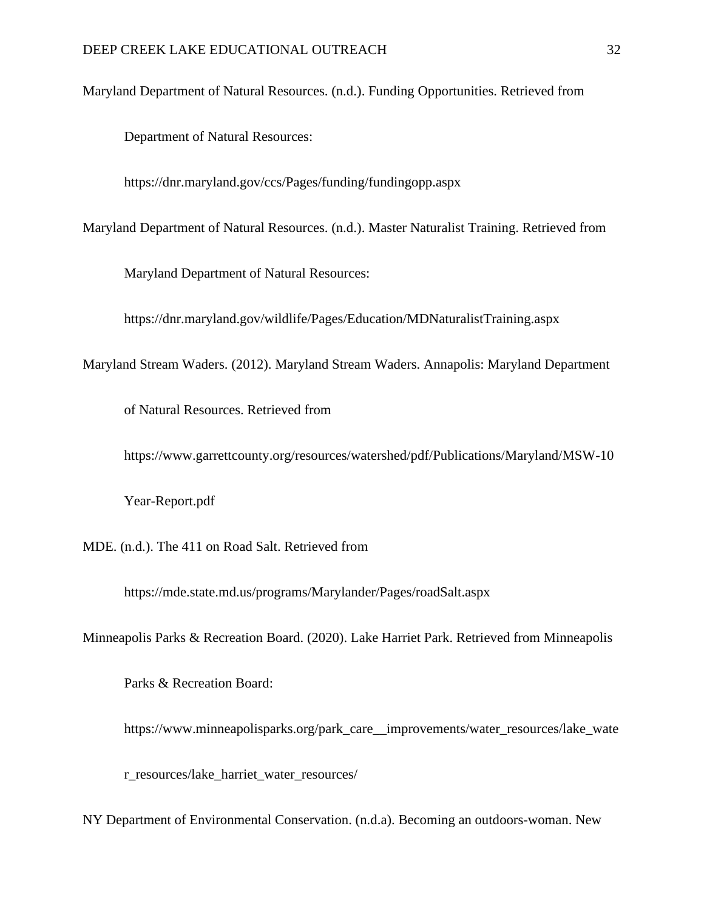Maryland Department of Natural Resources. (n.d.). Funding Opportunities. Retrieved from Department of Natural Resources: https://dnr.maryland.gov/ccs/Pages/funding/fundingopp.aspx

Maryland Department of Natural Resources. (n.d.). Master Naturalist Training. Retrieved from Maryland Department of Natural Resources: https://dnr.maryland.gov/wildlife/Pages/Education/MDNaturalistTraining.aspx

Maryland Stream Waders. (2012). Maryland Stream Waders. Annapolis: Maryland Department of Natural Resources. Retrieved from https://www.garrettcounty.org/resources/watershed/pdf/Publications/Maryland/MSW-10 Year-Report.pdf

MDE. (n.d.). The 411 on Road Salt. Retrieved from https://mde.state.md.us/programs/Marylander/Pages/roadSalt.aspx

Minneapolis Parks & Recreation Board. (2020). Lake Harriet Park. Retrieved from Minneapolis Parks & Recreation Board: https://www.minneapolisparks.org/park_care__improvements/water_resources/lake_water_resources/lake_harriet_water_resources/

NY Department of Environmental Conservation. (n.d.a). Becoming an outdoors-woman. New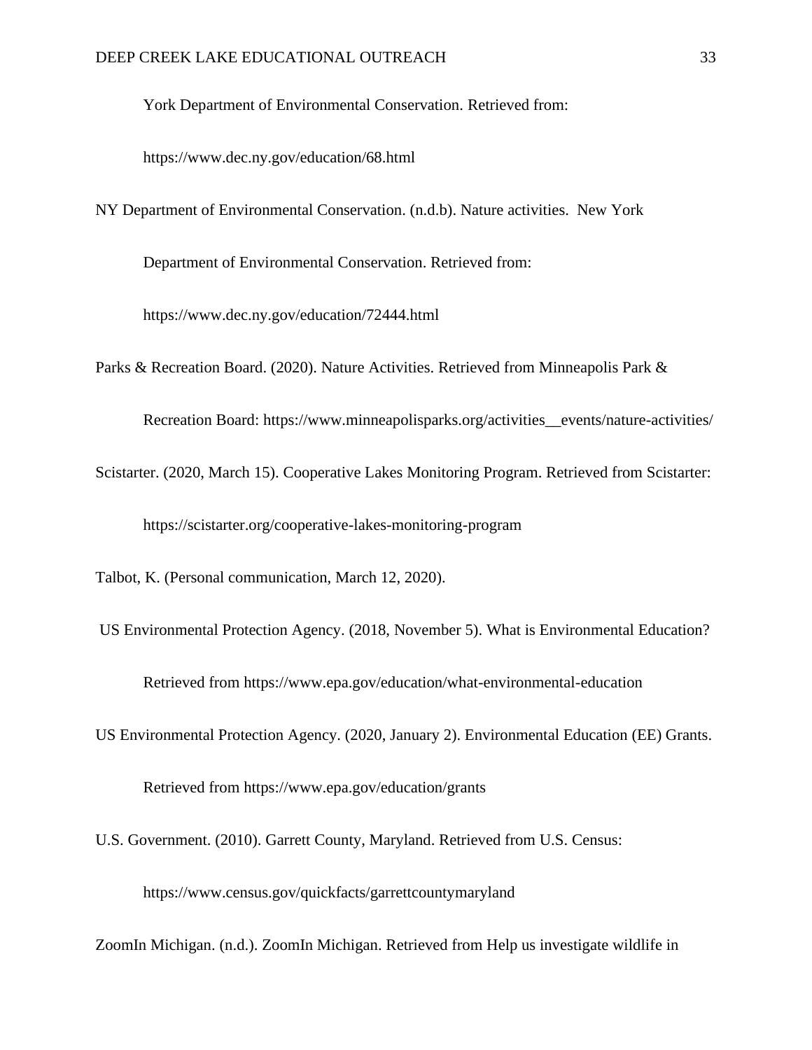York Department of Environmental Conservation. Retrieved from: https://www.dec.ny.gov/education/68.html

NY Department of Environmental Conservation. (n.d.b). Nature activities. New York Department of Environmental Conservation. Retrieved from: https://www.dec.ny.gov/education/72444.html

Parks & Recreation Board. (2020). Nature Activities. Retrieved from Minneapolis Park & Recreation Board: https://www.minneapolisparks.org/activities__events/nature-activities/

Scistarter. (2020, March 15). Cooperative Lakes Monitoring Program. Retrieved from Scistarter: https://scistarter.org/cooperative-lakes-monitoring-program

Talbot, K. (Personal communication, March 12, 2020).

US Environmental Protection Agency. (2018, November 5). What is Environmental Education? Retrieved from https://www.epa.gov/education/what-environmental-education

US Environmental Protection Agency. (2020, January 2). Environmental Education (EE) Grants. Retrieved from https://www.epa.gov/education/grants

U.S. Government. (2010). Garrett County, Maryland. Retrieved from U.S. Census: https://www.census.gov/quickfacts/garrettcountymaryland

ZoomIn Michigan. (n.d.). ZoomIn Michigan. Retrieved from Help us investigate wildlife in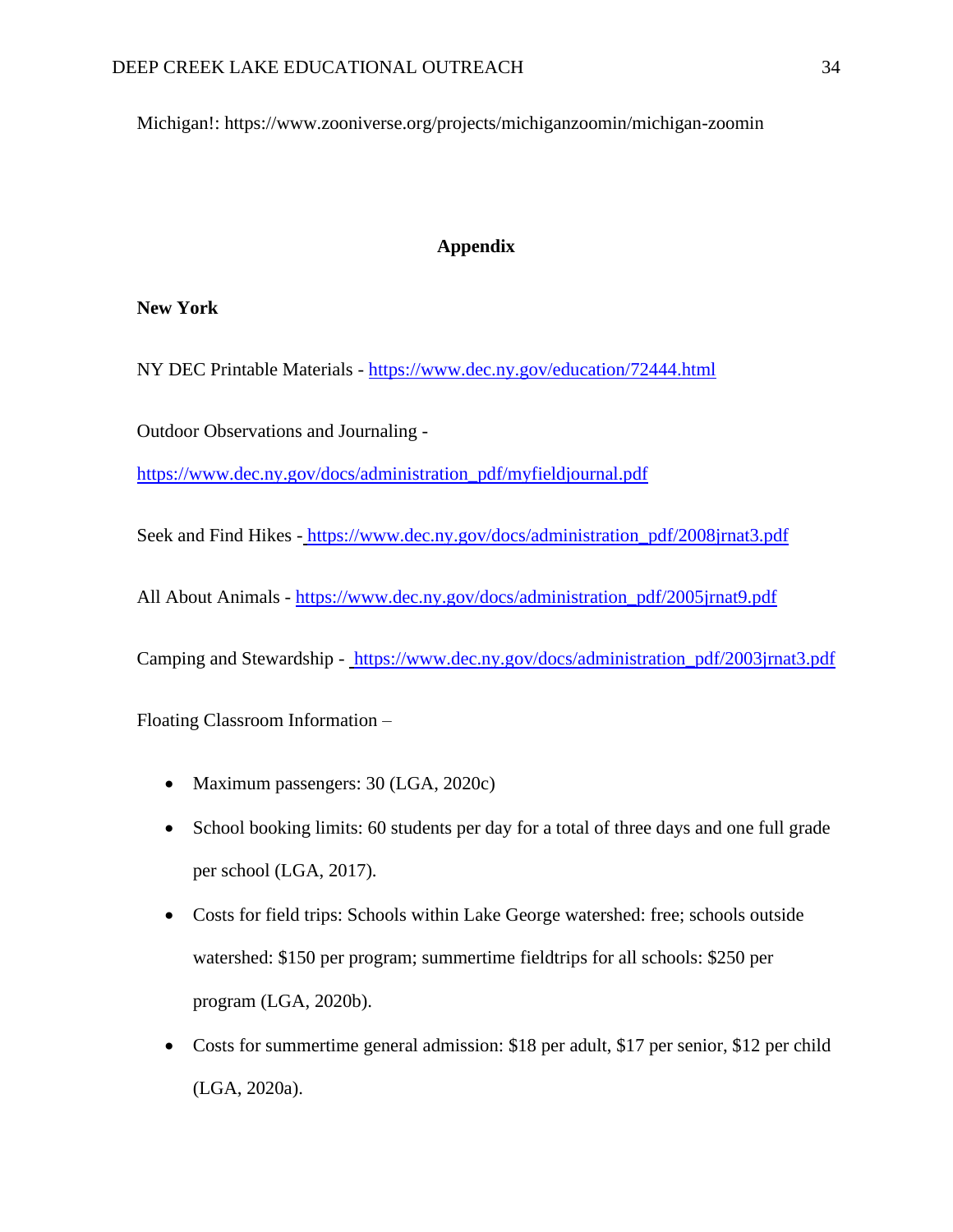Michigan!: https://www.zooniverse.org/projects/michiganzoomin/michigan-zoomin

## Appendix

**New York**

NY DEC Printable Materials - https://www.dec.ny.gov/education/72444.html

Outdoor Observations and Journaling - https://www.dec.ny.gov/docs/administration_pdf/myfieldjournal.pdf

Seek and Find Hikes - https://www.dec.ny.gov/docs/administration_pdf/2008jrnat3.pdf

All About Animals - https://www.dec.ny.gov/docs/administration_pdf/2005jrnat9.pdf

Camping and Stewardship - https://www.dec.ny.gov/docs/administration_pdf/2003jrnat3.pdf

Floating Classroom Information –

- Maximum passengers: 30 (LGA, 2020c)
- School booking limits: 60 students per day for a total of three days and one full grade per school (LGA, 2017).
- Costs for field trips: Schools within Lake George watershed: free; schools outside watershed: $150 per program; summertime fieldtrips for all schools: $250 per program (LGA, 2020b).
- Costs for summertime general admission: $18 per adult, $17 per senior, $12 per child (LGA, 2020a).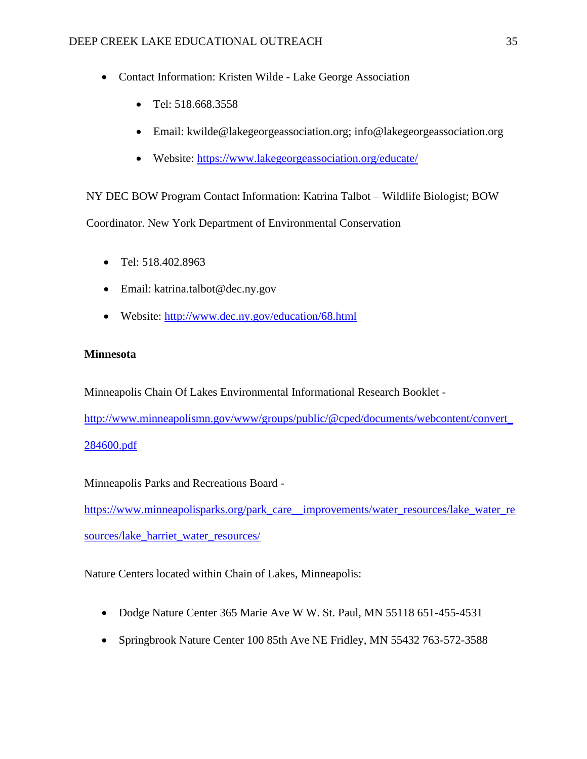- Contact Information: Kristen Wilde - Lake George Association
  - Tel: 518.668.3558
  - Email: kwilde@lakegeorgeassociation.org; info@lakegeorgeassociation.org
  - Website: https://www.lakegeorgeassociation.org/educate/

NY DEC BOW Program Contact Information: Katrina Talbot – Wildlife Biologist; BOW Coordinator. New York Department of Environmental Conservation

- Tel: 518.402.8963
- Email: katrina.talbot@dec.ny.gov
- Website: http://www.dec.ny.gov/education/68.html

**Minnesota**

Minneapolis Chain Of Lakes Environmental Informational Research Booklet - http://www.minneapolismn.gov/www/groups/public/@cped/documents/webcontent/convert_284600.pdf

Minneapolis Parks and Recreations Board - https://www.minneapolisparks.org/park_care__improvements/water_resources/lake_water_resources/lake_harriet_water_resources/

Nature Centers located within Chain of Lakes, Minneapolis:

- Dodge Nature Center 365 Marie Ave W W. St. Paul, MN 55118 651-455-4531
- Springbrook Nature Center 100 85th Ave NE Fridley, MN 55432 763-572-3588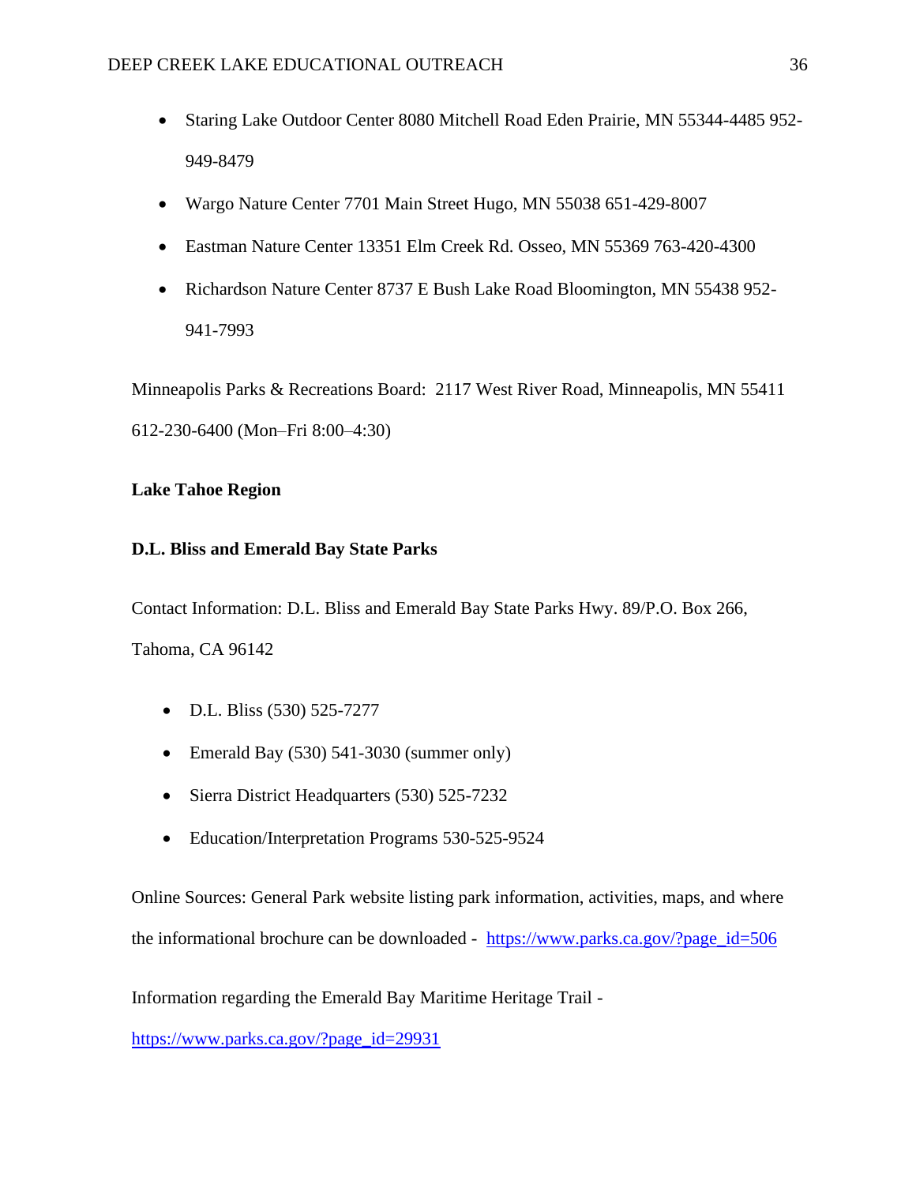- Staring Lake Outdoor Center 8080 Mitchell Road Eden Prairie, MN 55344-4485 952-949-8479
- Wargo Nature Center 7701 Main Street Hugo, MN 55038 651-429-8007
- Eastman Nature Center 13351 Elm Creek Rd. Osseo, MN 55369 763-420-4300
- Richardson Nature Center 8737 E Bush Lake Road Bloomington, MN 55438 952-941-7993

Minneapolis Parks & Recreations Board: 2117 West River Road, Minneapolis, MN 55411 612-230-6400 (Mon–Fri 8:00–4:30)

**Lake Tahoe Region**

**D.L. Bliss and Emerald Bay State Parks**

Contact Information: D.L. Bliss and Emerald Bay State Parks Hwy. 89/P.O. Box 266, Tahoma, CA 96142

- D.L. Bliss (530) 525-7277
- Emerald Bay (530) 541-3030 (summer only)
- Sierra District Headquarters (530) 525-7232
- Education/Interpretation Programs 530-525-9524

Online Sources: General Park website listing park information, activities, maps, and where the informational brochure can be downloaded - https://www.parks.ca.gov/?page_id=506

Information regarding the Emerald Bay Maritime Heritage Trail - https://www.parks.ca.gov/?page_id=29931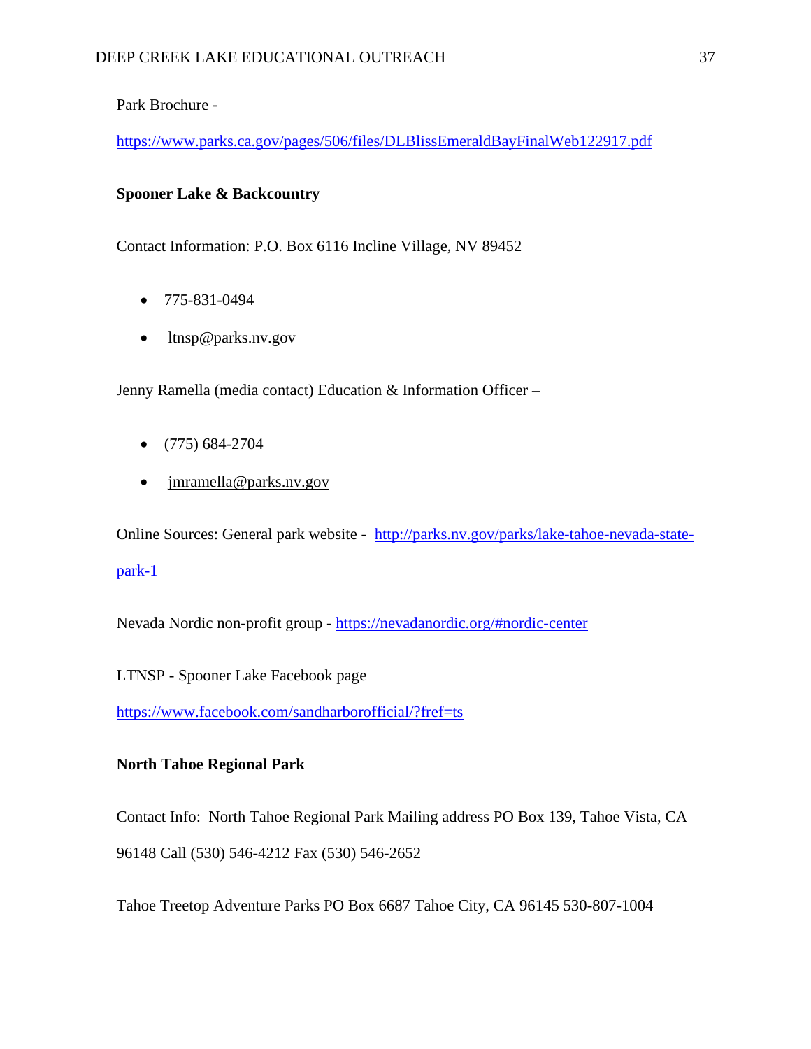Park Brochure -

https://www.parks.ca.gov/pages/506/files/DLBlissEmeraldBayFinalWeb122917.pdf

**Spooner Lake & Backcountry**

Contact Information: P.O. Box 6116 Incline Village, NV 89452

- 775-831-0494
- ltnsp@parks.nv.gov

Jenny Ramella (media contact) Education & Information Officer –

- (775) 684-2704
- jmramella@parks.nv.gov

Online Sources: General park website - http://parks.nv.gov/parks/lake-tahoe-nevada-state-park-1

Nevada Nordic non-profit group - https://nevadanordic.org/#nordic-center

LTNSP - Spooner Lake Facebook page

https://www.facebook.com/sandharborofficial/?fref=ts

**North Tahoe Regional Park**

Contact Info: North Tahoe Regional Park Mailing address PO Box 139, Tahoe Vista, CA 96148 Call (530) 546-4212 Fax (530) 546-2652

Tahoe Treetop Adventure Parks PO Box 6687 Tahoe City, CA 96145 530-807-1004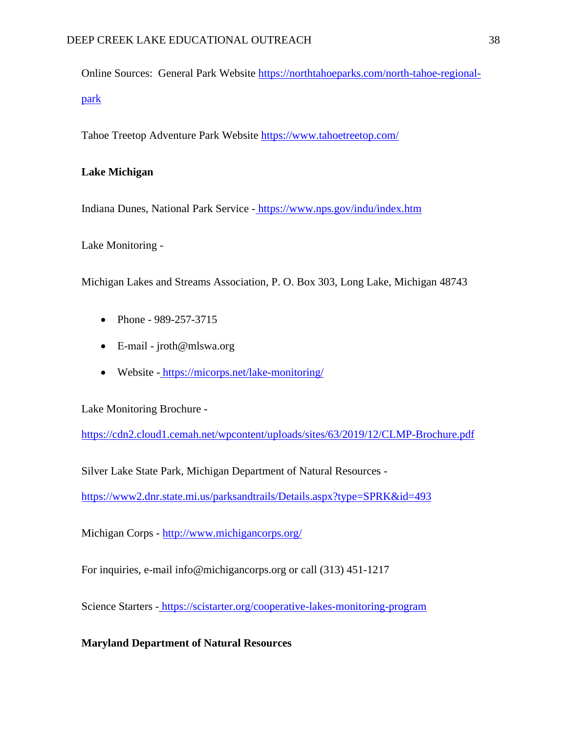Online Sources: General Park Website https://northtahoeparks.com/north-tahoe-regional-park

Tahoe Treetop Adventure Park Website https://www.tahoetreetop.com/

**Lake Michigan**

Indiana Dunes, National Park Service - https://www.nps.gov/indu/index.htm

Lake Monitoring -

Michigan Lakes and Streams Association, P. O. Box 303, Long Lake, Michigan 48743

- Phone - 989-257-3715
- E-mail - jroth@mlswa.org
- Website - https://micorps.net/lake-monitoring/

Lake Monitoring Brochure -

https://cdn2.cloud1.cemah.net/wpcontent/uploads/sites/63/2019/12/CLMP-Brochure.pdf

Silver Lake State Park, Michigan Department of Natural Resources -

https://www2.dnr.state.mi.us/parksandtrails/Details.aspx?type=SPRK&id=493

Michigan Corps - http://www.michigancorps.org/

For inquiries, e-mail info@michigancorps.org or call (313) 451-1217

Science Starters - https://scistarter.org/cooperative-lakes-monitoring-program

**Maryland Department of Natural Resources**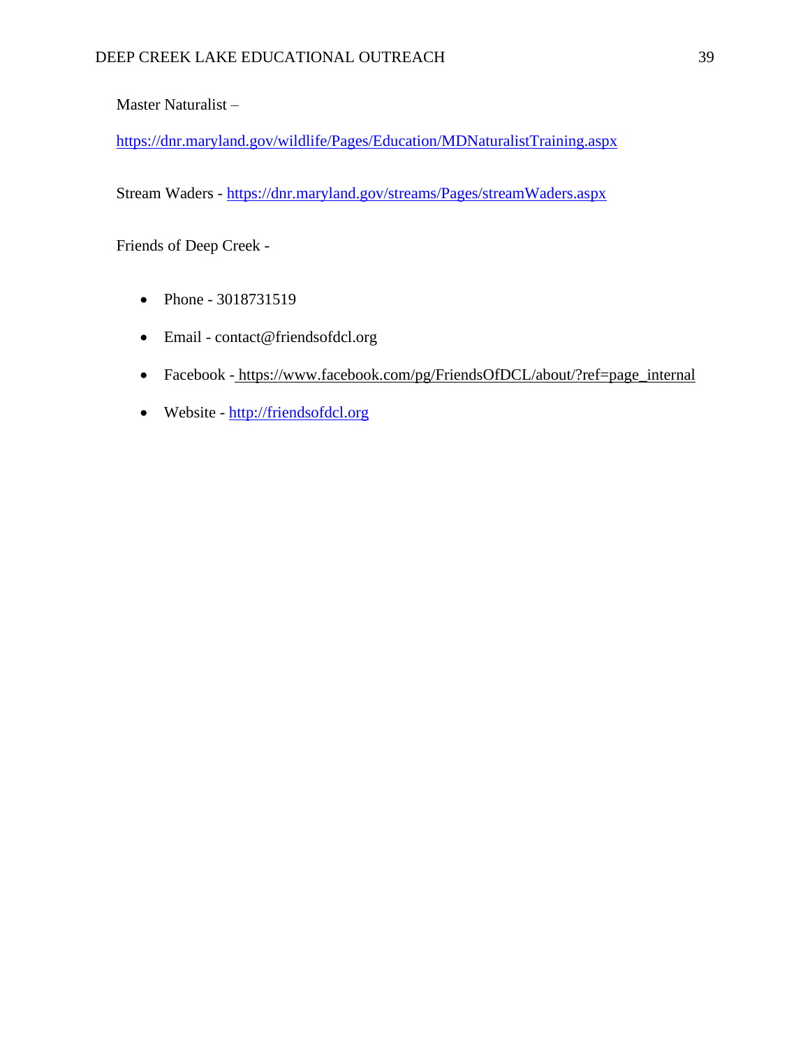Master Naturalist –

https://dnr.maryland.gov/wildlife/Pages/Education/MDNaturalistTraining.aspx

Stream Waders - https://dnr.maryland.gov/streams/Pages/streamWaders.aspx

Friends of Deep Creek -

- Phone - 3018731519
- Email - contact@friendsofdcl.org
- Facebook - https://www.facebook.com/pg/FriendsOfDCL/about/?ref=page_internal
- Website - http://friendsofdcl.org